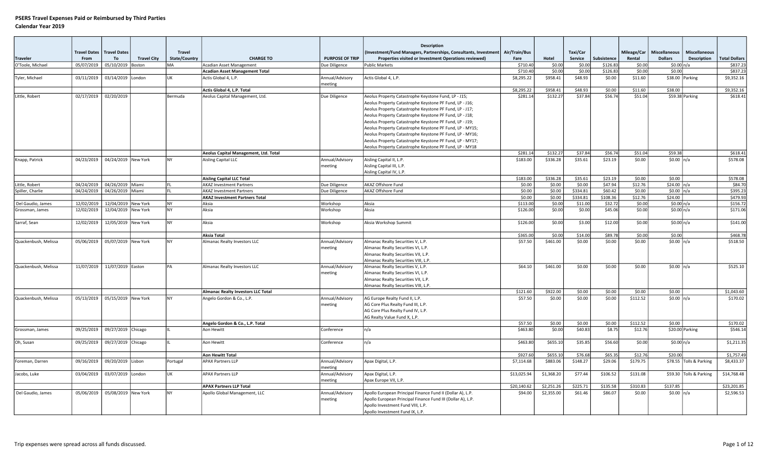**PSERS Travel Expenses Paid or Reimbursed by Third Parties**
**Calendar Year 2019**

| Traveler | Travel Dates From | Travel Dates To | Travel City | Travel State/Country | CHARGE TO | PURPOSE OF TRIP | Description (Investment/Fund Managers, Partnerships, Consultants, Investment Properties visited or Investment Operations reviewed) | Air/Train/Bus Fare | Hotel | Taxi/Car Service | Subsistence | Mileage/Car Rental | Miscellaneous Dollars | Miscellaneous Description | Total Dollars |
|---|---|---|---|---|---|---|---|---|---|---|---|---|---|---|---|
| O'Toole, Michael | 05/07/2019 | 05/10/2019 | Boston | MA | Acadian Asset Management | Due Diligence | Public Markets | $710.40 | $0.00 | $0.00 | $126.83 | $0.00 | $0.00 | n/a | $837.23 |
| | | | | | Acadian Asset Management Total | | | $710.40 | $0.00 | $0.00 | $126.83 | $0.00 | $0.00 | | $837.23 |
| Tyler, Michael | 03/11/2019 | 03/14/2019 | London | UK | Actis Global 4, L.P. | Annual/Advisory meeting | Actis Global 4, L.P. | $8,295.22 | $958.41 | $48.93 | $0.00 | $11.60 | $38.00 | Parking | $9,352.16 |
| | | | | | Actis Global 4, L.P. Total | | | $8,295.22 | $958.41 | $48.93 | $0.00 | $11.60 | $38.00 | | $9,352.16 |
| Little, Robert | 02/17/2019 | 02/20/2019 | | Bermuda | Aeolus Capital Management, Ltd. | Due Diligence | Aeolus Property Catastrophe Keystone Fund, LP - J15; Aeolus Property Catastrophe Keystone PF Fund, LP - J16; Aeolus Property Catastrophe Keystone PF Fund, LP - J17; Aeolus Property Catastrophe Keystone PF Fund, LP - J18; Aeolus Property Catastrophe Keystone PF Fund, LP - J19; Aeolus Property Catastrophe Keystone PF Fund, LP - MY15; Aeolus Property Catastrophe Keystone PF Fund, LP - MY16; Aeolus Property Catastrophe Keystone PF Fund, LP - MY17; Aeolus Property Catastrophe Keystone PF Fund, LP - MY18 | $281.14 | $132.27 | $37.84 | $56.74 | $51.04 | $59.38 | Parking | $618.41 |
| | | | | | Aeolus Capital Management, Ltd. Total | | | $281.14 | $132.27 | $37.84 | $56.74 | $51.04 | $59.38 | | $618.41 |
| Knapp, Patrick | 04/23/2019 | 04/24/2019 | New York | NY | Aisling Capital LLC | Annual/Advisory meeting | Aisling Capital II, L.P. Aisling Capital III, L.P. Aisling Capital IV, L.P. | $183.00 | $336.28 | $35.61 | $23.19 | $0.00 | $0.00 | n/a | $578.08 |
| | | | | | Aisling Capital LLC Total | | | $183.00 | $336.28 | $35.61 | $23.19 | $0.00 | $0.00 | | $578.08 |
| Little, Robert | 04/24/2019 | 04/26/2019 | Miami | FL | AKAZ Investment Partners | Due Diligence | AKAZ Offshore Fund | $0.00 | $0.00 | $0.00 | $47.94 | $12.76 | $24.00 | n/a | $84.70 |
| Spiller, Charlie | 04/24/2019 | 04/26/2019 | Miami | FL | AKAZ Investment Partners | Due Diligence | AKAZ Offshore Fund | $0.00 | $0.00 | $334.81 | $60.42 | $0.00 | $0.00 | n/a | $395.23 |
| | | | | | AKAZ Investment Partners Total | | | $0.00 | $0.00 | $334.81 | $108.36 | $12.76 | $24.00 | | $479.93 |
| Del Gaudio, James | 12/02/2019 | 12/04/2019 | New York | NY | Aksia | Workshop | Aksia | $113.00 | $0.00 | $11.00 | $32.72 | $0.00 | $0.00 | n/a | $156.72 |
| Grossman, James | 12/02/2019 | 12/04/2019 | New York | NY | Aksia | Workshop | Aksia | $126.00 | $0.00 | $0.00 | $45.06 | $0.00 | $0.00 | n/a | $171.06 |
| Sarraf, Sean | 12/02/2019 | 12/05/2019 | New York | NY | Aksia | Workshop | Aksia Workshop Summit | $126.00 | $0.00 | $3.00 | $12.00 | $0.00 | $0.00 | n/a | $141.00 |
| | | | | | Aksia Total | | | $365.00 | $0.00 | $14.00 | $89.78 | $0.00 | $0.00 | | $468.78 |
| Quackenbush, Melissa | 05/06/2019 | 05/07/2019 | New York | NY | Almanac Realty Investors LLC | Annual/Advisory meeting | Almanac Realty Securities V, L.P. Almanac Realty Securities VI, L.P. Almanac Realty Securities VII, L.P. Almanac Realty Securities VIII, L.P. | $57.50 | $461.00 | $0.00 | $0.00 | $0.00 | $0.00 | n/a | $518.50 |
| Quackenbush, Melissa | 11/07/2019 | 11/07/2019 | Easton | PA | Almanac Realty Investors LLC | Annual/Advisory meeting | Almanac Realty Securities V, L.P. Almanac Realty Securities VI, L.P. Almanac Realty Securities VII, L.P. Almanac Realty Securities VIII, L.P. | $64.10 | $461.00 | $0.00 | $0.00 | $0.00 | $0.00 | n/a | $525.10 |
| | | | | | Almanac Realty Investors LLC Total | | | $121.60 | $922.00 | $0.00 | $0.00 | $0.00 | $0.00 | | $1,043.60 |
| Quackenbush, Melissa | 05/13/2019 | 05/15/2019 | New York | NY | Angelo Gordon & Co., L.P. | Annual/Advisory meeting | AG Europe Realty Fund II, L.P. AG Core Plus Realty Fund III, L.P. AG Core Plus Realty Fund IV, L.P. AG Realty Value Fund X, L.P. | $57.50 | $0.00 | $0.00 | $0.00 | $112.52 | $0.00 | n/a | $170.02 |
| | | | | | Angelo Gordon & Co., L.P. Total | | | $57.50 | $0.00 | $0.00 | $0.00 | $112.52 | $0.00 | | $170.02 |
| Grossman, James | 09/25/2019 | 09/27/2019 | Chicago | IL | Aon Hewitt | Conference | n/a | $463.80 | $0.00 | $40.83 | $8.75 | $12.76 | $20.00 | Parking | $546.14 |
| Oh, Susan | 09/25/2019 | 09/27/2019 | Chicago | IL | Aon Hewitt | Conference | n/a | $463.80 | $655.10 | $35.85 | $56.60 | $0.00 | $0.00 | n/a | $1,211.35 |
| | | | | | Aon Hewitt Total | | | $927.60 | $655.10 | $76.68 | $65.35 | $12.76 | $20.00 | | $1,757.49 |
| Foreman, Darren | 09/16/2019 | 09/20/2019 | Lisbon | Portugal | APAX Partners LLP | Annual/Advisory meeting | Apax Digital, L.P. | $7,114.68 | $883.06 | $148.27 | $29.06 | $179.75 | $78.55 | Tolls & Parking | $8,433.37 |
| Jacobs, Luke | 03/04/2019 | 03/07/2019 | London | UK | APAX Partners LLP | Annual/Advisory meeting | Apax Digital, L.P. Apax Europe VII, L.P. | $13,025.94 | $1,368.20 | $77.44 | $106.52 | $131.08 | $59.30 | Tolls & Parking | $14,768.48 |
| | | | | | APAX Partners LLP Total | | | $20,140.62 | $2,251.26 | $225.71 | $135.58 | $310.83 | $137.85 | | $23,201.85 |
| Del Gaudio, James | 05/06/2019 | 05/08/2019 | New York | NY | Apollo Global Management, LLC | Annual/Advisory meeting | Apollo European Principal Finance Fund II (Dollar A), L.P. Apollo European Principal Finance Fund III (Dollar A), L.P. Apollo Investment Fund VIII, L.P. Apollo Investment Fund IX, L.P. | $94.00 | $2,355.00 | $61.46 | $86.07 | $0.00 | $0.00 | n/a | $2,596.53 |

Trip expenses were spread across all funds discussed.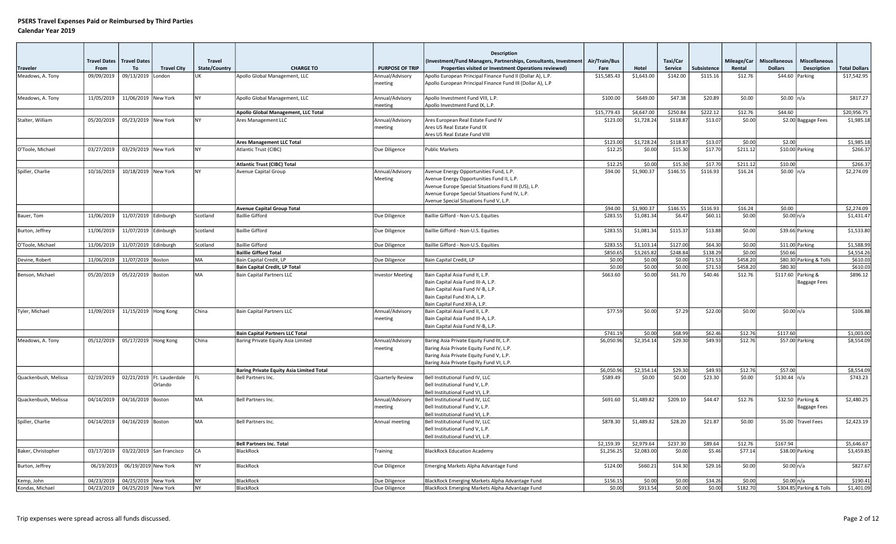**PSERS Travel Expenses Paid or Reimbursed by Third Parties**
**Calendar Year 2019**

| Traveler | Travel Dates From | Travel Dates To | Travel City | Travel State/Country | CHARGE TO | PURPOSE OF TRIP | Description (Investment/Fund Managers, Partnerships, Consultants, Investment Properties visited or Investment Operations reviewed) | Air/Train/Bus Fare | Hotel | Taxi/Car Service | Subsistence | Mileage/Car Rental | Miscellaneous Dollars | Miscellaneous Description | Total Dollars |
|---|---|---|---|---|---|---|---|---|---|---|---|---|---|---|---|
| Meadows, A. Tony | 09/09/2019 | 09/13/2019 | London | UK | Apollo Global Management, LLC | Annual/Advisory meeting | Apollo European Principal Finance Fund II (Dollar A), L.P. Apollo European Principal Finance Fund III (Dollar A), L.P | $15,585.43 | $1,643.00 | $142.00 | $115.16 | $12.76 | $44.60 | Parking | $17,542.95 |
| Meadows, A. Tony | 11/05/2019 | 11/06/2019 | New York | NY | Apollo Global Management, LLC | Annual/Advisory meeting | Apollo Investment Fund VIII, L.P. Apollo Investment Fund IX, L.P. | $100.00 | $649.00 | $47.38 | $20.89 | $0.00 | $0.00 | n/a | $817.27 |
| | | | | | **Apollo Global Management, LLC Total** | | | $15,779.43 | $4,647.00 | $250.84 | $222.12 | $12.76 | $44.60 | | $20,956.75 |
| Stalter, William | 05/20/2019 | 05/23/2019 | New York | NY | Ares Management LLC | Annual/Advisory meeting | Ares European Real Estate Fund IV Ares US Real Estate Fund IX Ares US Real Estate Fund VIII | $123.00 | $1,728.24 | $118.87 | $13.07 | $0.00 | $2.00 | Baggage Fees | $1,985.18 |
| | | | | | **Ares Management LLC Total** | | | $123.00 | $1,728.24 | $118.87 | $13.07 | $0.00 | $2.00 | | $1,985.18 |
| O'Toole, Michael | 03/27/2019 | 03/29/2019 | New York | NY | Atlantic Trust (CIBC) | Due Diligence | Public Markets | $12.25 | $0.00 | $15.30 | $17.70 | $211.12 | $10.00 | Parking | $266.37 |
| | | | | | **Atlantic Trust (CIBC) Total** | | | $12.25 | $0.00 | $15.30 | $17.70 | $211.12 | $10.00 | | $266.37 |
| Spiller, Charlie | 10/16/2019 | 10/18/2019 | New York | NY | Avenue Capital Group | Annual/Advisory Meeting | Avenue Energy Opportunities Fund, L.P. Avenue Energy Opportunities Fund II, L.P. Avenue Europe Special Situations Fund III (US), L.P. Avenue Europe Special Situations Fund IV, L.P. Avenue Special Situations Fund V, L.P. | $94.00 | $1,900.37 | $146.55 | $116.93 | $16.24 | $0.00 | n/a | $2,274.09 |
| | | | | | **Avenue Capital Group Total** | | | $94.00 | $1,900.37 | $146.55 | $116.93 | $16.24 | $0.00 | | $2,274.09 |
| Bauer, Tom | 11/06/2019 | 11/07/2019 | Edinburgh | Scotland | Baillie Gifford | Due Diligence | Baillie Gifford - Non-U.S. Equities | $283.55 | $1,081.34 | $6.47 | $60.11 | $0.00 | $0.00 | n/a | $1,431.47 |
| Burton, Jeffrey | 11/06/2019 | 11/07/2019 | Edinburgh | Scotland | Baillie Gifford | Due Diligence | Baillie Gifford - Non-U.S. Equities | $283.55 | $1,081.34 | $115.37 | $13.88 | $0.00 | $39.66 | Parking | $1,533.80 |
| O'Toole, Michael | 11/06/2019 | 11/07/2019 | Edinburgh | Scotland | Baillie Gifford | Due Diligence | Baillie Gifford - Non-U.S. Equities | $283.55 | $1,103.14 | $127.00 | $64.30 | $0.00 | $11.00 | Parking | $1,588.99 |
| | | | | | **Baillie Gifford Total** | | | $850.65 | $3,265.82 | $248.84 | $138.29 | $0.00 | $50.66 | | $4,554.26 |
| Devine, Robert | 11/06/2019 | 11/07/2019 | Boston | MA | Bain Capital Credit, LP | Due Diligence | Bain Capital Credit, LP | $0.00 | $0.00 | $0.00 | $71.53 | $458.20 | $80.30 | Parking & Tolls | $610.03 |
| | | | | | **Bain Capital Credit, LP Total** | | | $0.00 | $0.00 | $0.00 | $71.53 | $458.20 | $80.30 | | $610.03 |
| Benson, Michael | 05/20/2019 | 05/22/2019 | Boston | MA | Bain Capital Partners LLC | Investor Meeting | Bain Capital Asia Fund II, L.P. Bain Capital Asia Fund III-A, L.P. Bain Capital Asia Fund IV-B, L.P. Bain Capital Fund XI-A, L.P. Bain Capital Fund XII-A, L.P. | $663.60 | $0.00 | $61.70 | $40.46 | $12.76 | $117.60 | Parking & Baggage Fees | $896.12 |
| Tyler, Michael | 11/09/2019 | 11/15/2019 | Hong Kong | China | Bain Capital Partners LLC | Annual/Advisory meeting | Bain Capital Asia Fund II, L.P. Bain Capital Asia Fund III-A, L.P. Bain Capital Asia Fund IV-B, L.P. | $77.59 | $0.00 | $7.29 | $22.00 | $0.00 | $0.00 | n/a | $106.88 |
| | | | | | **Bain Capital Partners LLC Total** | | | $741.19 | $0.00 | $68.99 | $62.46 | $12.76 | $117.60 | | $1,003.00 |
| Meadows, A. Tony | 05/12/2019 | 05/17/2019 | Hong Kong | China | Baring Private Equity Asia Limited | Annual/Advisory meeting | Baring Asia Private Equity Fund III, L.P. Baring Asia Private Equity Fund IV, L.P. Baring Asia Private Equity Fund V, L.P. Baring Asia Private Equity Fund VI, L.P. | $6,050.96 | $2,354.14 | $29.30 | $49.93 | $12.76 | $57.00 | Parking | $8,554.09 |
| | | | | | **Baring Private Equity Asia Limited Total** | | | $6,050.96 | $2,354.14 | $29.30 | $49.93 | $12.76 | $57.00 | | $8,554.09 |
| Quackenbush, Melissa | 02/19/2019 | 02/21/2019 | Ft. Lauderdale Orlando | FL | Bell Partners Inc. | Quarterly Review | Bell Institutional Fund IV, LLC Bell Institutional Fund V, L.P. Bell Institutional Fund VI, L.P. | $589.49 | $0.00 | $0.00 | $23.30 | $0.00 | $130.44 | n/a | $743.23 |
| Quackenbush, Melissa | 04/14/2019 | 04/16/2019 | Boston | MA | Bell Partners Inc. | Annual/Advisory meeting | Bell Institutional Fund IV, LLC Bell Institutional Fund V, L.P. Bell Institutional Fund VI, L.P. | $691.60 | $1,489.82 | $209.10 | $44.47 | $12.76 | $32.50 | Parking & Baggage Fees | $2,480.25 |
| Spiller, Charlie | 04/14/2019 | 04/16/2019 | Boston | MA | Bell Partners Inc. | Annual meeting | Bell Institutional Fund IV, LLC Bell Institutional Fund V, L.P. Bell Institutional Fund VI, L.P. | $878.30 | $1,489.82 | $28.20 | $21.87 | $0.00 | $5.00 | Travel Fees | $2,423.19 |
| | | | | | **Bell Partners Inc. Total** | | | $2,159.39 | $2,979.64 | $237.30 | $89.64 | $12.76 | $167.94 | | $5,646.67 |
| Baker, Christopher | 03/17/2019 | 03/22/2019 | San Francisco | CA | BlackRock | Training | BlackRock Education Academy | $1,256.25 | $2,083.00 | $0.00 | $5.46 | $77.14 | $38.00 | Parking | $3,459.85 |
| Burton, Jeffrey | 06/19/2019 | 06/19/2019 | New York | NY | BlackRock | Due Diligence | Emerging Markets Alpha Advantage Fund | $124.00 | $660.21 | $14.30 | $29.16 | $0.00 | $0.00 | n/a | $827.67 |
| Kemp, John | 04/23/2019 | 04/25/2019 | New York | NY | BlackRock | Due Diligence | BlackRock Emerging Markets Alpha Advantage Fund | $156.15 | $0.00 | $0.00 | $34.26 | $0.00 | $0.00 | n/a | $190.41 |
| Kondas, Michael | 04/23/2019 | 04/25/2019 | New York | NY | BlackRock | Due Diligence | BlackRock Emerging Markets Alpha Advantage Fund | $0.00 | $913.54 | $0.00 | $0.00 | $182.70 | $304.85 | Parking & Tolls | $1,401.09 |

Trip expenses were spread across all funds discussed.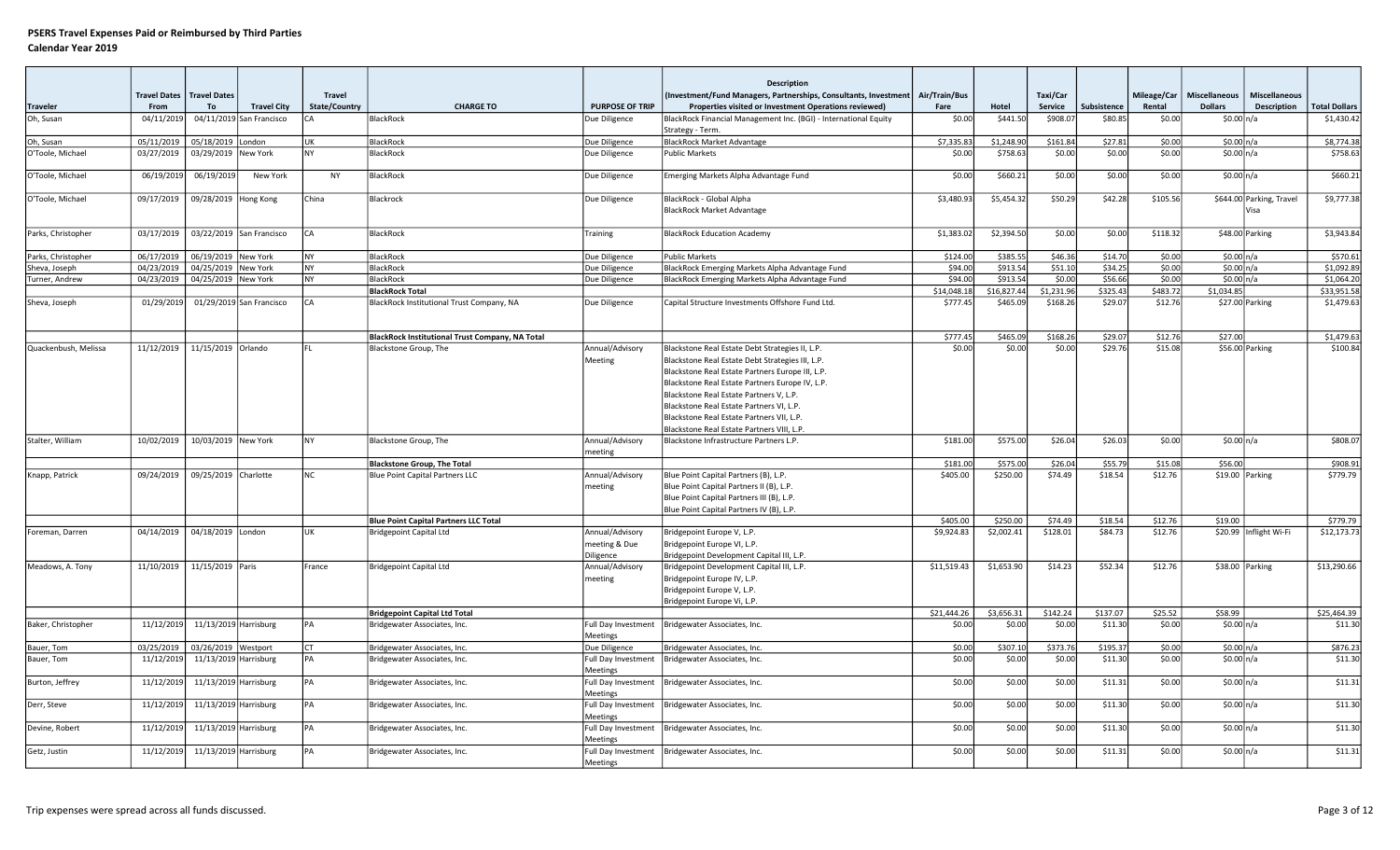**PSERS Travel Expenses Paid or Reimbursed by Third Parties**
**Calendar Year 2019**

| Traveler | Travel Dates From | Travel Dates To | Travel City | Travel State/Country | CHARGE TO | PURPOSE OF TRIP | Description (Investment/Fund Managers, Partnerships, Consultants, Investment Properties visited or Investment Operations reviewed) | Air/Train/Bus Fare | Hotel | Taxi/Car Service | Subsistence | Mileage/Car Rental | Miscellaneous Dollars | Miscellaneous Description | Total Dollars |
|---|---|---|---|---|---|---|---|---|---|---|---|---|---|---|---|
| Oh, Susan | 04/11/2019 | 04/11/2019 | San Francisco | CA | BlackRock | Due Diligence | BlackRock Financial Management Inc. (BGI) - International Equity Strategy - Term. | $0.00 | $441.50 | $908.07 | $80.85 | $0.00 | $0.00 | n/a | $1,430.42 |
| Oh, Susan | 05/11/2019 | 05/18/2019 | London | UK | BlackRock | Due Diligence | BlackRock Market Advantage | $7,335.83 | $1,248.90 | $161.84 | $27.81 | $0.00 | $0.00 | n/a | $8,774.38 |
| O'Toole, Michael | 03/27/2019 | 03/29/2019 | New York | NY | BlackRock | Due Diligence | Public Markets | $0.00 | $758.63 | $0.00 | $0.00 | $0.00 | $0.00 | n/a | $758.63 |
| O'Toole, Michael | 06/19/2019 | 06/19/2019 | New York | NY | BlackRock | Due Diligence | Emerging Markets Alpha Advantage Fund | $0.00 | $660.21 | $0.00 | $0.00 | $0.00 | $0.00 | n/a | $660.21 |
| O'Toole, Michael | 09/17/2019 | 09/28/2019 | Hong Kong | China | Blackrock | Due Diligence | BlackRock - Global Alpha<br>BlackRock Market Advantage | $3,480.93 | $5,454.32 | $50.29 | $42.28 | $105.56 | $644.00 | Parking, Travel Visa | $9,777.38 |
| Parks, Christopher | 03/17/2019 | 03/22/2019 | San Francisco | CA | BlackRock | Training | BlackRock Education Academy | $1,383.02 | $2,394.50 | $0.00 | $0.00 | $118.32 | $48.00 | Parking | $3,943.84 |
| Parks, Christopher | 06/17/2019 | 06/19/2019 | New York | NY | BlackRock | Due Diligence | Public Markets | $124.00 | $385.55 | $46.36 | $14.70 | $0.00 | $0.00 | n/a | $570.61 |
| Sheva, Joseph | 04/23/2019 | 04/25/2019 | New York | NY | BlackRock | Due Diligence | BlackRock Emerging Markets Alpha Advantage Fund | $94.00 | $913.54 | $51.10 | $34.25 | $0.00 | $0.00 | n/a | $1,092.89 |
| Turner, Andrew | 04/23/2019 | 04/25/2019 | New York | NY | BlackRock | Due Diligence | BlackRock Emerging Markets Alpha Advantage Fund | $94.00 | $913.54 | $0.00 | $56.66 | $0.00 | $0.00 | n/a | $1,064.20 |
| | | | | | **BlackRock Total** | | | $14,048.18 | $16,827.44 | $1,231.96 | $325.43 | $483.72 | $1,034.85 | | $33,951.58 |
| Sheva, Joseph | 01/29/2019 | 01/29/2019 | San Francisco | CA | BlackRock Institutional Trust Company, NA | Due Diligence | Capital Structure Investments Offshore Fund Ltd. | $777.45 | $465.09 | $168.26 | $29.07 | $12.76 | $27.00 | Parking | $1,479.63 |
| | | | | | **BlackRock Institutional Trust Company, NA Total** | | | $777.45 | $465.09 | $168.26 | $29.07 | $12.76 | $27.00 | | $1,479.63 |
| Quackenbush, Melissa | 11/12/2019 | 11/15/2019 | Orlando | FL | Blackstone Group, The | Annual/Advisory Meeting | Blackstone Real Estate Debt Strategies II, L.P.<br>Blackstone Real Estate Debt Strategies III, L.P.<br>Blackstone Real Estate Partners Europe III, L.P.<br>Blackstone Real Estate Partners Europe IV, L.P.<br>Blackstone Real Estate Partners V, L.P.<br>Blackstone Real Estate Partners VI, L.P.<br>Blackstone Real Estate Partners VII, L.P.<br>Blackstone Real Estate Partners VIII, L.P. | $0.00 | $0.00 | $0.00 | $29.76 | $15.08 | $56.00 | Parking | $100.84 |
| Stalter, William | 10/02/2019 | 10/03/2019 | New York | NY | Blackstone Group, The | Annual/Advisory meeting | Blackstone Infrastructure Partners L.P. | $181.00 | $575.00 | $26.04 | $26.03 | $0.00 | $0.00 | n/a | $808.07 |
| | | | | | **Blackstone Group, The Total** | | | $181.00 | $575.00 | $26.04 | $55.79 | $15.08 | $56.00 | | $908.91 |
| Knapp, Patrick | 09/24/2019 | 09/25/2019 | Charlotte | NC | Blue Point Capital Partners LLC | Annual/Advisory meeting | Blue Point Capital Partners (B), L.P.<br>Blue Point Capital Partners II (B), L.P.<br>Blue Point Capital Partners III (B), L.P.<br>Blue Point Capital Partners IV (B), L.P. | $405.00 | $250.00 | $74.49 | $18.54 | $12.76 | $19.00 | Parking | $779.79 |
| | | | | | **Blue Point Capital Partners LLC Total** | | | $405.00 | $250.00 | $74.49 | $18.54 | $12.76 | $19.00 | | $779.79 |
| Foreman, Darren | 04/14/2019 | 04/18/2019 | London | UK | Bridgepoint Capital Ltd | Annual/Advisory meeting & Due Diligence | Bridgepoint Europe V, L.P.<br>Bridgepoint Europe VI, L.P.<br>Bridgepoint Development Capital III, L.P. | $9,924.83 | $2,002.41 | $128.01 | $84.73 | $12.76 | $20.99 | Inflight Wi-Fi | $12,173.73 |
| Meadows, A. Tony | 11/10/2019 | 11/15/2019 | Paris | France | Bridgepoint Capital Ltd | Annual/Advisory meeting | Bridgepoint Development Capital III, L.P.<br>Bridgepoint Europe IV, L.P.<br>Bridgepoint Europe V, L.P.<br>Bridgepoint Europe VI, L.P. | $11,519.43 | $1,653.90 | $14.23 | $52.34 | $12.76 | $38.00 | Parking | $13,290.66 |
| | | | | | **Bridgepoint Capital Ltd Total** | | | $21,444.26 | $3,656.31 | $142.24 | $137.07 | $25.52 | $58.99 | | $25,464.39 |
| Baker, Christopher | 11/12/2019 | 11/13/2019 | Harrisburg | PA | Bridgewater Associates, Inc. | Full Day Investment Meetings | Bridgewater Associates, Inc. | $0.00 | $0.00 | $0.00 | $11.30 | $0.00 | $0.00 | n/a | $11.30 |
| Bauer, Tom | 03/25/2019 | 03/26/2019 | Westport | CT | Bridgewater Associates, Inc. | Due Diligence | Bridgewater Associates, Inc. | $0.00 | $307.10 | $373.76 | $195.37 | $0.00 | $0.00 | n/a | $876.23 |
| Bauer, Tom | 11/12/2019 | 11/13/2019 | Harrisburg | PA | Bridgewater Associates, Inc. | Full Day Investment Meetings | Bridgewater Associates, Inc. | $0.00 | $0.00 | $0.00 | $11.30 | $0.00 | $0.00 | n/a | $11.30 |
| Burton, Jeffrey | 11/12/2019 | 11/13/2019 | Harrisburg | PA | Bridgewater Associates, Inc. | Full Day Investment Meetings | Bridgewater Associates, Inc. | $0.00 | $0.00 | $0.00 | $11.31 | $0.00 | $0.00 | n/a | $11.31 |
| Derr, Steve | 11/12/2019 | 11/13/2019 | Harrisburg | PA | Bridgewater Associates, Inc. | Full Day Investment Meetings | Bridgewater Associates, Inc. | $0.00 | $0.00 | $0.00 | $11.30 | $0.00 | $0.00 | n/a | $11.30 |
| Devine, Robert | 11/12/2019 | 11/13/2019 | Harrisburg | PA | Bridgewater Associates, Inc. | Full Day Investment Meetings | Bridgewater Associates, Inc. | $0.00 | $0.00 | $0.00 | $11.30 | $0.00 | $0.00 | n/a | $11.30 |
| Getz, Justin | 11/12/2019 | 11/13/2019 | Harrisburg | PA | Bridgewater Associates, Inc. | Full Day Investment Meetings | Bridgewater Associates, Inc. | $0.00 | $0.00 | $0.00 | $11.31 | $0.00 | $0.00 | n/a | $11.31 |

Trip expenses were spread across all funds discussed.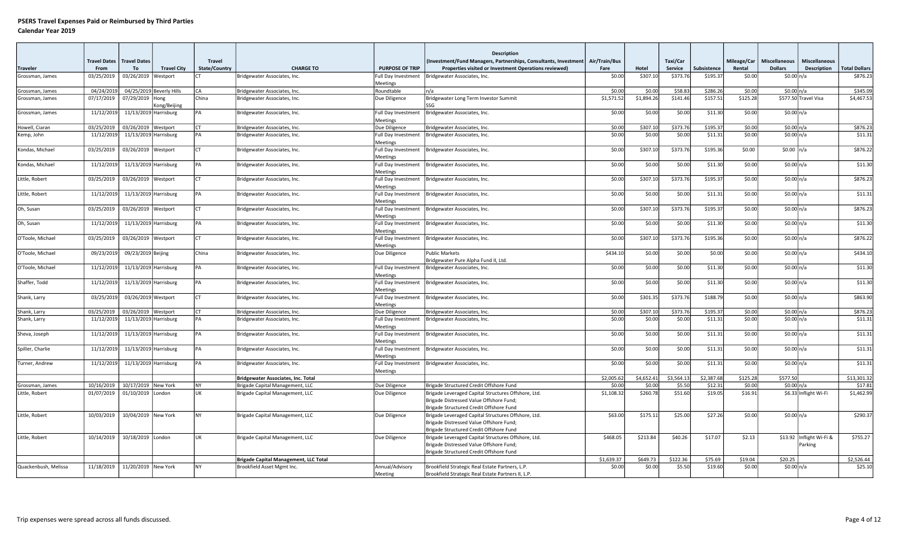# PSERS Travel Expenses Paid or Reimbursed by Third Parties

## Calendar Year 2019

| Traveler | Travel Dates From | Travel Dates To | Travel City | Travel State/Country | CHARGE TO | PURPOSE OF TRIP | Description (Investment/Fund Managers, Partnerships, Consultants, Investment Properties visited or Investment Operations reviewed) | Air/Train/Bus Fare | Hotel | Taxi/Car Service | Subsistence | Mileage/Car Rental | Miscellaneous Dollars | Miscellaneous Description | Total Dollars |
|---|---|---|---|---|---|---|---|---|---|---|---|---|---|---|---|
| Grossman, James | 03/25/2019 | 03/26/2019 | Westport | CT | Bridgewater Associates, Inc. | Full Day Investment Meetings | Bridgewater Associates, Inc. | $0.00 | $307.10 | $373.76 | $195.37 | $0.00 | $0.00 | n/a | $876.23 |
| Grossman, James | 04/24/2019 | 04/25/2019 | Beverly Hills | CA | Bridgewater Associates, Inc. | Roundtable | n/a | $0.00 | $0.00 | $58.83 | $286.26 | $0.00 | $0.00 | n/a | $345.09 |
| Grossman, James | 07/17/2019 | 07/29/2019 | Hong Kong/Beijing | China | Bridgewater Associates, Inc. | Due Diligence | Bridgewater Long Term Investor Summit SSG | $1,571.52 | $1,894.26 | $141.46 | $157.51 | $125.28 | $577.50 | Travel Visa | $4,467.53 |
| Grossman, James | 11/12/2019 | 11/13/2019 | Harrisburg | PA | Bridgewater Associates, Inc. | Full Day Investment Meetings | Bridgewater Associates, Inc. | $0.00 | $0.00 | $0.00 | $11.30 | $0.00 | $0.00 | n/a | |
| Howell, Ciaran | 03/25/2019 | 03/26/2019 | Westport | CT | Bridgewater Associates, Inc. | Due Diligence | Bridgewater Associates, Inc. | $0.00 | $307.10 | $373.76 | $195.37 | $0.00 | $0.00 | n/a | $876.23 |
| Kemp, John | 11/12/2019 | 11/13/2019 | Harrisburg | PA | Bridgewater Associates, Inc. | Full Day Investment Meetings | Bridgewater Associates, Inc. | $0.00 | $0.00 | $0.00 | $11.31 | $0.00 | $0.00 | n/a | $11.31 |
| Kondas, Michael | 03/25/2019 | 03/26/2019 | Westport | CT | Bridgewater Associates, Inc. | Full Day Investment Meetings | Bridgewater Associates, Inc. | $0.00 | $307.10 | $373.76 | $195.36 | $0.00 | $0.00 | n/a | $876.22 |
| Kondas, Michael | 11/12/2019 | 11/13/2019 | Harrisburg | PA | Bridgewater Associates, Inc. | Full Day Investment Meetings | Bridgewater Associates, Inc. | $0.00 | $0.00 | $0.00 | $11.30 | $0.00 | $0.00 | n/a | $11.30 |
| Little, Robert | 03/25/2019 | 03/26/2019 | Westport | CT | Bridgewater Associates, Inc. | Full Day Investment Meetings | Bridgewater Associates, Inc. | $0.00 | $307.10 | $373.76 | $195.37 | $0.00 | $0.00 | n/a | $876.23 |
| Little, Robert | 11/12/2019 | 11/13/2019 | Harrisburg | PA | Bridgewater Associates, Inc. | Full Day Investment Meetings | Bridgewater Associates, Inc. | $0.00 | $0.00 | $0.00 | $11.31 | $0.00 | $0.00 | n/a | $11.31 |
| Oh, Susan | 03/25/2019 | 03/26/2019 | Westport | CT | Bridgewater Associates, Inc. | Full Day Investment Meetings | Bridgewater Associates, Inc. | $0.00 | $307.10 | $373.76 | $195.37 | $0.00 | $0.00 | n/a | $876.23 |
| Oh, Susan | 11/12/2019 | 11/13/2019 | Harrisburg | PA | Bridgewater Associates, Inc. | Full Day Investment Meetings | Bridgewater Associates, Inc. | $0.00 | $0.00 | $0.00 | $11.30 | $0.00 | $0.00 | n/a | $11.30 |
| O'Toole, Michael | 03/25/2019 | 03/26/2019 | Westport | CT | Bridgewater Associates, Inc. | Full Day Investment Meetings | Bridgewater Associates, Inc. | $0.00 | $307.10 | $373.76 | $195.36 | $0.00 | $0.00 | n/a | $876.22 |
| O'Toole, Michael | 09/23/2019 | 09/23/2019 | Beijing | China | Bridgewater Associates, Inc. | Due Diligence | Public Markets Bridgewater Pure Alpha Fund II, Ltd. | $434.10 | $0.00 | $0.00 | $0.00 | $0.00 | $0.00 | n/a | $434.10 |
| O'Toole, Michael | 11/12/2019 | 11/13/2019 | Harrisburg | PA | Bridgewater Associates, Inc. | Full Day Investment Meetings | Bridgewater Associates, Inc. | $0.00 | $0.00 | $0.00 | $11.30 | $0.00 | $0.00 | n/a | $11.30 |
| Shaffer, Todd | 11/12/2019 | 11/13/2019 | Harrisburg | PA | Bridgewater Associates, Inc. | Full Day Investment Meetings | Bridgewater Associates, Inc. | $0.00 | $0.00 | $0.00 | $11.30 | $0.00 | $0.00 | n/a | $11.30 |
| Shank, Larry | 03/25/2019 | 03/26/2019 | Westport | CT | Bridgewater Associates, Inc. | Full Day Investment Meetings | Bridgewater Associates, Inc. | $0.00 | $301.35 | $373.76 | $188.79 | $0.00 | $0.00 | n/a | $863.90 |
| Shank, Larry | 03/25/2019 | 03/26/2019 | Westport | CT | Bridgewater Associates, Inc. | Due Diligence | Bridgewater Associates, Inc. | $0.00 | $307.10 | $373.76 | $195.37 | $0.00 | $0.00 | n/a | $876.23 |
| Shank, Larry | 11/12/2019 | 11/13/2019 | Harrisburg | PA | Bridgewater Associates, Inc. | Full Day Investment Meetings | Bridgewater Associates, Inc. | $0.00 | $0.00 | $0.00 | $11.31 | $0.00 | $0.00 | n/a | $11.31 |
| Sheva, Joseph | 11/12/2019 | 11/13/2019 | Harrisburg | PA | Bridgewater Associates, Inc. | Full Day Investment Meetings | Bridgewater Associates, Inc. | $0.00 | $0.00 | $0.00 | $11.31 | $0.00 | $0.00 | n/a | $11.31 |
| Spiller, Charlie | 11/12/2019 | 11/13/2019 | Harrisburg | PA | Bridgewater Associates, Inc. | Full Day Investment Meetings | Bridgewater Associates, Inc. | $0.00 | $0.00 | $0.00 | $11.31 | $0.00 | $0.00 | n/a | $11.31 |
| Turner, Andrew | 11/12/2019 | 11/13/2019 | Harrisburg | PA | Bridgewater Associates, Inc. | Full Day Investment Meetings | Bridgewater Associates, Inc. | $0.00 | $0.00 | $0.00 | $11.31 | $0.00 | $0.00 | n/a | $11.31 |
| | | | | | **Bridgewater Associates, Inc. Total** | | | $2,005.62 | $4,652.41 | $3,564.13 | $2,387.68 | $125.28 | $577.50 | | $13,301.32 |
| Grossman, James | 10/16/2019 | 10/17/2019 | New York | NY | Brigade Capital Management, LLC | Due Diligence | Brigade Structured Credit Offshore Fund | $0.00 | $0.00 | $5.50 | $12.31 | $0.00 | $0.00 | n/a | $17.81 |
| Little, Robert | 01/07/2019 | 01/10/2019 | London | UK | Brigade Capital Management, LLC | Due Diligence | Brigade Leveraged Capital Structures Offshore, Ltd. Brigade Distressed Value Offshore Fund; Brigade Structured Credit Offshore Fund | $1,108.32 | $260.78 | $51.60 | $19.05 | $16.91 | $6.33 | Inflight Wi-Fi | $1,462.99 |
| Little, Robert | 10/03/2019 | 10/04/2019 | New York | NY | Brigade Capital Management, LLC | Due Diligence | Brigade Leveraged Capital Structures Offshore, Ltd. Brigade Distressed Value Offshore Fund; Brigade Structured Credit Offshore Fund | $63.00 | $175.11 | $25.00 | $27.26 | $0.00 | $0.00 | n/a | $290.37 |
| Little, Robert | 10/14/2019 | 10/18/2019 | London | UK | Brigade Capital Management, LLC | Due Diligence | Brigade Leveraged Capital Structures Offshore, Ltd. Brigade Distressed Value Offshore Fund; Brigade Structured Credit Offshore Fund | $468.05 | $213.84 | $40.26 | $17.07 | $2.13 | $13.92 | Inflight Wi-Fi & Parking | $755.27 |
| | | | | | **Brigade Capital Management, LLC Total** | | | $1,639.37 | $649.73 | $122.36 | $75.69 | $19.04 | $20.25 | | $2,526.44 |
| Quackenbush, Melissa | 11/18/2019 | 11/20/2019 | New York | NY | Brookfield Asset Mgmt Inc. | Annual/Advisory Meeting | Brookfield Strategic Real Estate Partners, L.P. Brookfield Strategic Real Estate Partners II, L.P. | $0.00 | $0.00 | $5.50 | $19.60 | $0.00 | $0.00 | n/a | $25.10 |

Trip expenses were spread across all funds discussed.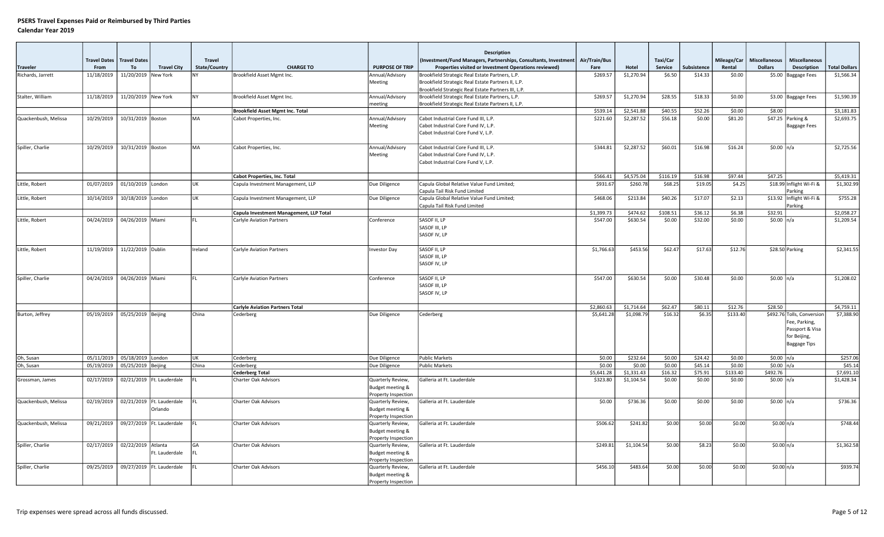**PSERS Travel Expenses Paid or Reimbursed by Third Parties**
**Calendar Year 2019**

| Traveler | Travel Dates From | Travel Dates To | Travel City | Travel State/Country | CHARGE TO | PURPOSE OF TRIP | Description (Investment/Fund Managers, Partnerships, Consultants, Investment Properties visited or Investment Operations reviewed) | Air/Train/Bus Fare | Hotel | Taxi/Car Service | Subsistence | Mileage/Car Rental | Miscellaneous Dollars | Miscellaneous Description | Total Dollars |
|---|---|---|---|---|---|---|---|---|---|---|---|---|---|---|---|
| Richards, Jarrett | 11/18/2019 | 11/20/2019 | New York | NY | Brookfield Asset Mgmt Inc. | Annual/Advisory Meeting | Brookfield Strategic Real Estate Partners, L.P. Brookfield Strategic Real Estate Partners II, L.P. Brookfield Strategic Real Estate Partners III, L.P. | $269.57 | $1,270.94 | $6.50 | $14.33 | $0.00 | $5.00 | Baggage Fees | $1,566.34 |
| Stalter, William | 11/18/2019 | 11/20/2019 | New York | NY | Brookfield Asset Mgmt Inc. | Annual/Advisory meeting | Brookfield Strategic Real Estate Partners, L.P. Brookfield Strategic Real Estate Partners II, L.P. | $269.57 | $1,270.94 | $28.55 | $18.33 | $0.00 | $3.00 | Baggage Fees | $1,590.39 |
| | | | | | **Brookfield Asset Mgmt Inc. Total** | | | $539.14 | $2,541.88 | $40.55 | $52.26 | $0.00 | $8.00 | | $3,181.83 |
| Quackenbush, Melissa | 10/29/2019 | 10/31/2019 | Boston | MA | Cabot Properties, Inc. | Annual/Advisory Meeting | Cabot Industrial Core Fund III, L.P. Cabot Industrial Core Fund IV, L.P. Cabot Industrial Core Fund V, L.P. | $221.60 | $2,287.52 | $56.18 | $0.00 | $81.20 | $47.25 | Parking & Baggage Fees | $2,693.75 |
| Spiller, Charlie | 10/29/2019 | 10/31/2019 | Boston | MA | Cabot Properties, Inc. | Annual/Advisory Meeting | Cabot Industrial Core Fund III, L.P. Cabot Industrial Core Fund IV, L.P. Cabot Industrial Core Fund V, L.P. | $344.81 | $2,287.52 | $60.01 | $16.98 | $16.24 | $0.00 | n/a | $2,725.56 |
| | | | | | **Cabot Properties, Inc. Total** | | | $566.41 | $4,575.04 | $116.19 | $16.98 | $97.44 | $47.25 | | $5,419.31 |
| Little, Robert | 01/07/2019 | 01/10/2019 | London | UK | Capula Investment Management, LLP | Due Diligence | Capula Global Relative Value Fund Limited; Capula Tail Risk Fund Limited | $931.67 | $260.78 | $68.25 | $19.05 | $4.25 | $18.99 | Inflight Wi-Fi & Parking | $1,302.99 |
| Little, Robert | 10/14/2019 | 10/18/2019 | London | UK | Capula Investment Management, LLP | Due Diligence | Capula Global Relative Value Fund Limited; Capula Tail Risk Fund Limited | $468.06 | $213.84 | $40.26 | $17.07 | $2.13 | $13.92 | Inflight Wi-Fi & Parking | $755.28 |
| | | | | | **Capula Investment Management, LLP Total** | | | $1,399.73 | $474.62 | $108.51 | $36.12 | $6.38 | $32.91 | | $2,058.27 |
| Little, Robert | 04/24/2019 | 04/26/2019 | Miami | FL | Carlyle Aviation Partners | Conference | SASOF II, LP SASOF III, LP SASOF IV, LP | $547.00 | $630.54 | $0.00 | $32.00 | $0.00 | $0.00 | n/a | $1,209.54 |
| Little, Robert | 11/19/2019 | 11/22/2019 | Dublin | Ireland | Carlyle Aviation Partners | Investor Day | SASOF II, LP SASOF III, LP SASOF IV, LP | $1,766.63 | $453.56 | $62.47 | $17.63 | $12.76 | $28.50 | Parking | $2,341.55 |
| Spiller, Charlie | 04/24/2019 | 04/26/2019 | Miami | FL | Carlyle Aviation Partners | Conference | SASOF II, LP SASOF III, LP SASOF IV, LP | $547.00 | $630.54 | $0.00 | $30.48 | $0.00 | $0.00 | n/a | $1,208.02 |
| | | | | | **Carlyle Aviation Partners Total** | | | $2,860.63 | $1,714.64 | $62.47 | $80.11 | $12.76 | $28.50 | | $4,759.11 |
| Burton, Jeffrey | 05/19/2019 | 05/25/2019 | Beijing | China | Cederberg | Due Diligence | Cederberg | $5,641.28 | $1,098.79 | $16.32 | $6.35 | $133.40 | $492.76 | Tolls, Conversion Fee, Parking, Passport & Visa for Beijing, Baggage Tips | $7,388.90 |
| Oh, Susan | 05/11/2019 | 05/18/2019 | London | UK | Cederberg | Due Diligence | Public Markets | $0.00 | $232.64 | $0.00 | $24.42 | $0.00 | $0.00 | n/a | $257.06 |
| Oh, Susan | 05/19/2019 | 05/25/2019 | Beijing | China | Cederberg | Due Diligence | Public Markets | $0.00 | $0.00 | $0.00 | $45.14 | $0.00 | $0.00 | n/a | $45.14 |
| | | | | | **Cederberg Total** | | | $5,641.28 | $1,331.43 | $16.32 | $75.91 | $133.40 | $492.76 | | $7,691.10 |
| Grossman, James | 02/17/2019 | 02/21/2019 | Ft. Lauderdale | FL | Charter Oak Advisors | Quarterly Review, Budget meeting & Property Inspection | Galleria at Ft. Lauderdale | $323.80 | $1,104.54 | $0.00 | $0.00 | $0.00 | $0.00 | n/a | $1,428.34 |
| Quackenbush, Melissa | 02/19/2019 | 02/21/2019 | Ft. Lauderdale Orlando | FL | Charter Oak Advisors | Quarterly Review, Budget meeting & Property Inspection | Galleria at Ft. Lauderdale | $0.00 | $736.36 | $0.00 | $0.00 | $0.00 | $0.00 | n/a | $736.36 |
| Quackenbush, Melissa | 09/21/2019 | 09/27/2019 | Ft. Lauderdale | FL | Charter Oak Advisors | Quarterly Review, Budget meeting & Property Inspection | Galleria at Ft. Lauderdale | $506.62 | $241.82 | $0.00 | $0.00 | $0.00 | $0.00 | n/a | $748.44 |
| Spiller, Charlie | 02/17/2019 | 02/22/2019 | Atlanta Ft. Lauderdale | GA FL | Charter Oak Advisors | Quarterly Review, Budget meeting & Property Inspection | Galleria at Ft. Lauderdale | $249.81 | $1,104.54 | $0.00 | $8.23 | $0.00 | $0.00 | n/a | $1,362.58 |
| Spiller, Charlie | 09/25/2019 | 09/27/2019 | Ft. Lauderdale | FL | Charter Oak Advisors | Quarterly Review, Budget meeting & Property Inspection | Galleria at Ft. Lauderdale | $456.10 | $483.64 | $0.00 | $0.00 | $0.00 | $0.00 | n/a | $939.74 |

Trip expenses were spread across all funds discussed.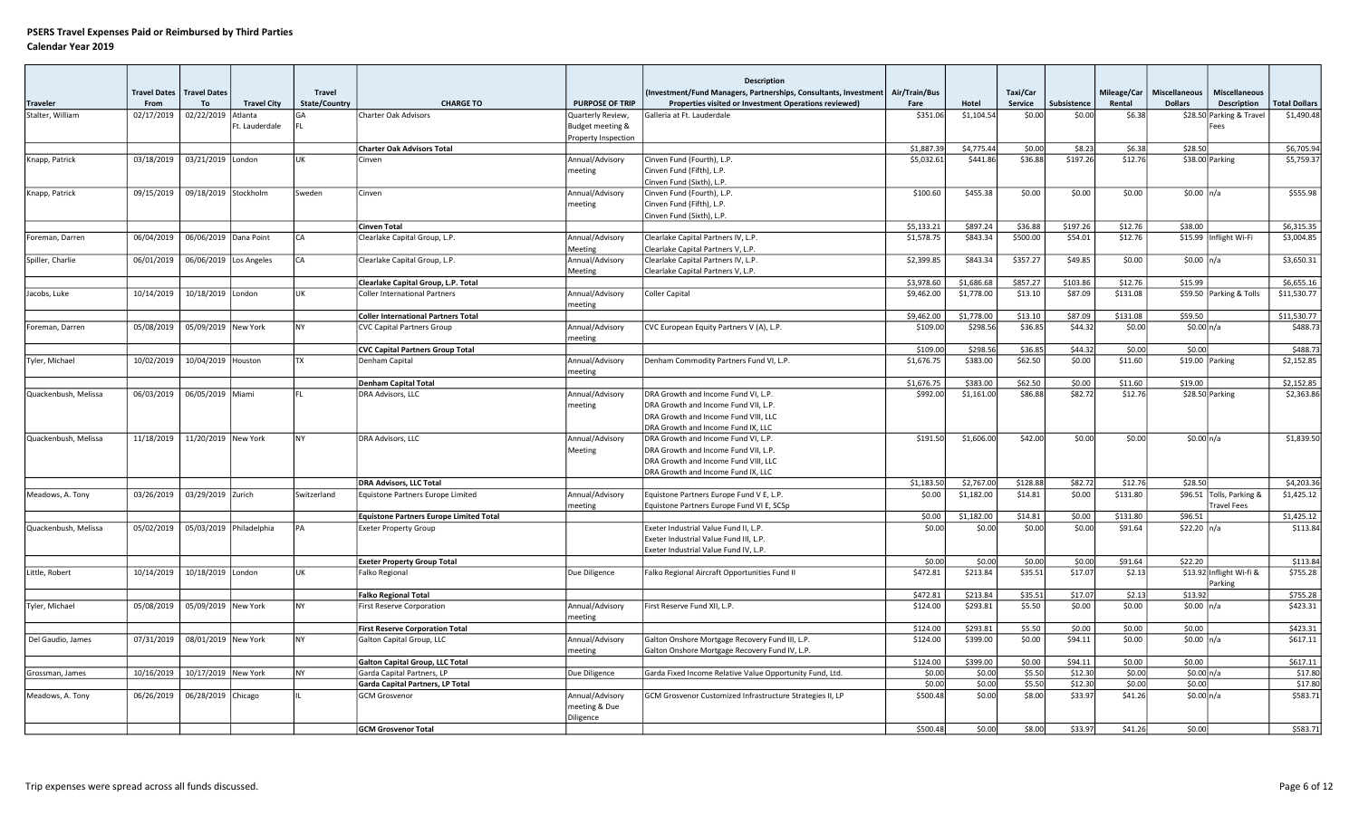**PSERS Travel Expenses Paid or Reimbursed by Third Parties**
**Calendar Year 2019**

| Traveler | Travel Dates From | Travel Dates To | Travel City | Travel State/Country | CHARGE TO | PURPOSE OF TRIP | Description (Investment/Fund Managers, Partnerships, Consultants, Investment Properties visited or Investment Operations reviewed) | Air/Train/Bus Fare | Hotel | Taxi/Car Service | Subsistence | Mileage/Car Rental | Miscellaneous Dollars | Miscellaneous Description | Total Dollars |
|---|---|---|---|---|---|---|---|---|---|---|---|---|---|---|---|
| Stalter, William | 02/17/2019 | 02/22/2019 | Atlanta<br>Ft. Lauderdale | GA<br>FL | Charter Oak Advisors | Quarterly Review, Budget meeting & Property Inspection | Galleria at Ft. Lauderdale | $351.06 | $1,104.54 | $0.00 | $0.00 | $6.38 | $28.50 | Parking & Travel Fees | $1,490.48 |
| | | | | | **Charter Oak Advisors Total** | | | $1,887.39 | $4,775.44 | $0.00 | $8.23 | $6.38 | $28.50 | | $6,705.94 |
| Knapp, Patrick | 03/18/2019 | 03/21/2019 | London | UK | Cinven | Annual/Advisory meeting | Cinven Fund (Fourth), L.P.<br>Cinven Fund (Fifth), L.P.<br>Cinven Fund (Sixth), L.P. | $5,032.61 | $441.86 | $36.88 | $197.26 | $12.76 | $38.00 | Parking | $5,759.37 |
| Knapp, Patrick | 09/15/2019 | 09/18/2019 | Stockholm | Sweden | Cinven | Annual/Advisory meeting | Cinven Fund (Fourth), L.P.<br>Cinven Fund (Fifth), L.P.<br>Cinven Fund (Sixth), L.P. | $100.60 | $455.38 | $0.00 | $0.00 | $0.00 | $0.00 | n/a | $555.98 |
| | | | | | **Cinven Total** | | | $5,133.21 | $897.24 | $36.88 | $197.26 | $12.76 | $38.00 | | $6,315.35 |
| Foreman, Darren | 06/04/2019 | 06/06/2019 | Dana Point | CA | Clearlake Capital Group, L.P. | Annual/Advisory Meeting | Clearlake Capital Partners IV, L.P.<br>Clearlake Capital Partners V, L.P. | $1,578.75 | $843.34 | $500.00 | $54.01 | $12.76 | $15.99 | Inflight Wi-Fi | $3,004.85 |
| Spiller, Charlie | 06/01/2019 | 06/06/2019 | Los Angeles | CA | Clearlake Capital Group, L.P. | Annual/Advisory Meeting | Clearlake Capital Partners IV, L.P.<br>Clearlake Capital Partners V, L.P. | $2,399.85 | $843.34 | $357.27 | $49.85 | $0.00 | $0.00 | n/a | $3,650.31 |
| | | | | | **Clearlake Capital Group, L.P. Total** | | | $3,978.60 | $1,686.68 | $857.27 | $103.86 | $12.76 | $15.99 | | $6,655.16 |
| Jacobs, Luke | 10/14/2019 | 10/18/2019 | London | UK | Coller International Partners | Annual/Advisory meeting | Coller Capital | $9,462.00 | $1,778.00 | $13.10 | $87.09 | $131.08 | $59.50 | Parking & Tolls | $11,530.77 |
| | | | | | **Coller International Partners Total** | | | $9,462.00 | $1,778.00 | $13.10 | $87.09 | $131.08 | $59.50 | | $11,530.77 |
| Foreman, Darren | 05/08/2019 | 05/09/2019 | New York | NY | CVC Capital Partners Group | Annual/Advisory meeting | CVC European Equity Partners V (A), L.P. | $109.00 | $298.56 | $36.85 | $44.32 | $0.00 | $0.00 | n/a | $488.73 |
| | | | | | **CVC Capital Partners Group Total** | | | $109.00 | $298.56 | $36.85 | $44.32 | $0.00 | $0.00 | | $488.73 |
| Tyler, Michael | 10/02/2019 | 10/04/2019 | Houston | TX | Denham Capital | Annual/Advisory meeting | Denham Commodity Partners Fund VI, L.P. | $1,676.75 | $383.00 | $62.50 | $0.00 | $11.60 | $19.00 | Parking | $2,152.85 |
| | | | | | **Denham Capital Total** | | | $1,676.75 | $383.00 | $62.50 | $0.00 | $11.60 | $19.00 | | $2,152.85 |
| Quackenbush, Melissa | 06/03/2019 | 06/05/2019 | Miami | FL | DRA Advisors, LLC | Annual/Advisory meeting | DRA Growth and Income Fund VI, L.P.<br>DRA Growth and Income Fund VII, L.P.<br>DRA Growth and Income Fund VIII, LLC<br>DRA Growth and Income Fund IX, LLC | $992.00 | $1,161.00 | $86.88 | $82.72 | $12.76 | $28.50 | Parking | $2,363.86 |
| Quackenbush, Melissa | 11/18/2019 | 11/20/2019 | New York | NY | DRA Advisors, LLC | Annual/Advisory Meeting | DRA Growth and Income Fund VI, L.P.<br>DRA Growth and Income Fund VII, L.P.<br>DRA Growth and Income Fund VIII, LLC<br>DRA Growth and Income Fund IX, LLC | $191.50 | $1,606.00 | $42.00 | $0.00 | $0.00 | $0.00 | n/a | $1,839.50 |
| | | | | | **DRA Advisors, LLC Total** | | | $1,183.50 | $2,767.00 | $128.88 | $82.72 | $12.76 | $28.50 | | $4,203.36 |
| Meadows, A. Tony | 03/26/2019 | 03/29/2019 | Zurich | Switzerland | Equistone Partners Europe Limited | Annual/Advisory meeting | Equistone Partners Europe Fund V E, L.P.<br>Equistone Partners Europe Fund VI E, SCSp | $0.00 | $1,182.00 | $14.81 | $0.00 | $131.80 | $96.51 | Tolls, Parking & Travel Fees | $1,425.12 |
| | | | | | **Equistone Partners Europe Limited Total** | | | $0.00 | $1,182.00 | $14.81 | $0.00 | $131.80 | $96.51 | | $1,425.12 |
| Quackenbush, Melissa | 05/02/2019 | 05/03/2019 | Philadelphia | PA | Exeter Property Group | | Exeter Industrial Value Fund II, L.P.<br>Exeter Industrial Value Fund III, L.P.<br>Exeter Industrial Value Fund IV, L.P. | $0.00 | $0.00 | $0.00 | $0.00 | $91.64 | $22.20 | n/a | $113.84 |
| | | | | | **Exeter Property Group Total** | | | $0.00 | $0.00 | $0.00 | $0.00 | $91.64 | $22.20 | | $113.84 |
| Little, Robert | 10/14/2019 | 10/18/2019 | London | UK | Falko Regional | Due Diligence | Falko Regional Aircraft Opportunities Fund II | $472.81 | $213.84 | $35.51 | $17.07 | $2.13 | $13.92 | Inflight Wi-fi & Parking | $755.28 |
| | | | | | **Falko Regional Total** | | | $472.81 | $213.84 | $35.51 | $17.07 | $2.13 | $13.92 | | $755.28 |
| Tyler, Michael | 05/08/2019 | 05/09/2019 | New York | NY | First Reserve Corporation | Annual/Advisory meeting | First Reserve Fund XII, L.P. | $124.00 | $293.81 | $5.50 | $0.00 | $0.00 | $0.00 | n/a | $423.31 |
| | | | | | **First Reserve Corporation Total** | | | $124.00 | $293.81 | $5.50 | $0.00 | $0.00 | $0.00 | | $423.31 |
| Del Gaudio, James | 07/31/2019 | 08/01/2019 | New York | NY | Galton Capital Group, LLC | Annual/Advisory meeting | Galton Onshore Mortgage Recovery Fund III, L.P.<br>Galton Onshore Mortgage Recovery Fund IV, L.P. | $124.00 | $399.00 | $0.00 | $94.11 | $0.00 | $0.00 | n/a | $617.11 |
| | | | | | **Galton Capital Group, LLC Total** | | | $124.00 | $399.00 | $0.00 | $94.11 | $0.00 | $0.00 | | $617.11 |
| Grossman, James | 10/16/2019 | 10/17/2019 | New York | NY | Garda Capital Partners, LP | Due Diligence | Garda Fixed Income Relative Value Opportunity Fund, Ltd. | $0.00 | $0.00 | $5.50 | $12.30 | $0.00 | $0.00 | n/a | $17.80 |
| | | | | | **Garda Capital Partners, LP Total** | | | $0.00 | $0.00 | $5.50 | $12.30 | $0.00 | $0.00 | | $17.80 |
| Meadows, A. Tony | 06/26/2019 | 06/28/2019 | Chicago | IL | GCM Grosvenor | Annual/Advisory meeting & Due Diligence | GCM Grosvenor Customized Infrastructure Strategies II, LP | $500.48 | $0.00 | $8.00 | $33.97 | $41.26 | $0.00 | n/a | $583.71 |
| | | | | | **GCM Grosvenor Total** | | | $500.48 | $0.00 | $8.00 | $33.97 | $41.26 | $0.00 | | $583.71 |

Trip expenses were spread across all funds discussed.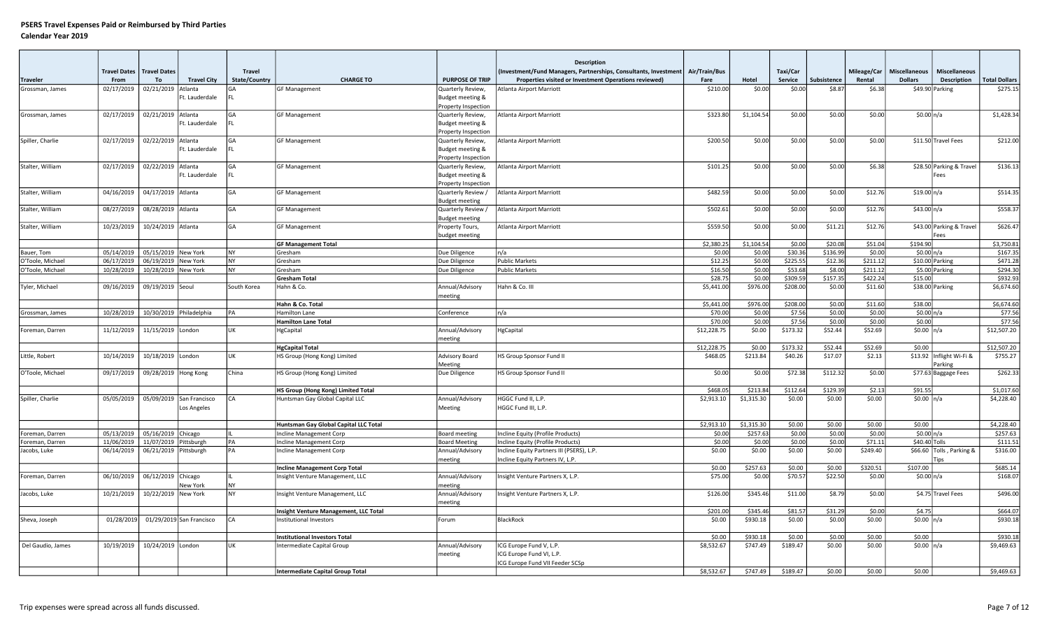**PSERS Travel Expenses Paid or Reimbursed by Third Parties**
**Calendar Year 2019**

| Traveler | Travel Dates From | Travel Dates To | Travel City | Travel State/Country | CHARGE TO | PURPOSE OF TRIP | Description (Investment/Fund Managers, Partnerships, Consultants, Investment Properties visited or Investment Operations reviewed) | Air/Train/Bus Fare | Hotel | Taxi/Car Service | Subsistence | Mileage/Car Rental | Miscellaneous Dollars | Miscellaneous Description | Total Dollars |
|---|---|---|---|---|---|---|---|---|---|---|---|---|---|---|---|
| Grossman, James | 02/17/2019 | 02/21/2019 | Atlanta Ft. Lauderdale | GA FL | GF Management | Quarterly Review, Budget meeting & Property Inspection | Atlanta Airport Marriott | $210.00 | $0.00 | $0.00 | $8.87 | $6.38 | $49.90 | Parking | $275.15 |
| Grossman, James | 02/17/2019 | 02/21/2019 | Atlanta Ft. Lauderdale | GA FL | GF Management | Quarterly Review, Budget meeting & Property Inspection | Atlanta Airport Marriott | $323.80 | $1,104.54 | $0.00 | $0.00 | $0.00 | $0.00 | n/a | $1,428.34 |
| Spiller, Charlie | 02/17/2019 | 02/22/2019 | Atlanta Ft. Lauderdale | GA FL | GF Management | Quarterly Review, Budget meeting & Property Inspection | Atlanta Airport Marriott | $200.50 | $0.00 | $0.00 | $0.00 | $0.00 | $11.50 | Travel Fees | $212.00 |
| Stalter, William | 02/17/2019 | 02/22/2019 | Atlanta Ft. Lauderdale | GA FL | GF Management | Quarterly Review, Budget meeting & Property Inspection | Atlanta Airport Marriott | $101.25 | $0.00 | $0.00 | $0.00 | $6.38 | $28.50 | Parking & Travel Fees | $136.13 |
| Stalter, William | 04/16/2019 | 04/17/2019 | Atlanta | GA | GF Management | Quarterly Review / Budget meeting | Atlanta Airport Marriott | $482.59 | $0.00 | $0.00 | $0.00 | $12.76 | $19.00 | n/a | $514.35 |
| Stalter, William | 08/27/2019 | 08/28/2019 | Atlanta | GA | GF Management | Quarterly Review / Budget meeting | Atlanta Airport Marriott | $502.61 | $0.00 | $0.00 | $0.00 | $12.76 | $43.00 | n/a | $558.37 |
| Stalter, William | 10/23/2019 | 10/24/2019 | Atlanta | GA | GF Management | Property Tours, budget meeting | Atlanta Airport Marriott | $559.50 | $0.00 | $0.00 | $11.21 | $12.76 | $43.00 | Parking & Travel Fees | $626.47 |
| | | | | | **GF Management Total** | | | $2,380.25 | $1,104.54 | $0.00 | $20.08 | $51.04 | $194.90 | | $3,750.81 |
| Bauer, Tom | 05/14/2019 | 05/15/2019 | New York | NY | Gresham | Due Diligence | n/a | $0.00 | $0.00 | $30.36 | $136.99 | $0.00 | $0.00 | n/a | $167.35 |
| O'Toole, Michael | 06/17/2019 | 06/19/2019 | New York | NY | Gresham | Due Diligence | Public Markets | $12.25 | $0.00 | $225.55 | $12.36 | $211.12 | $10.00 | Parking | $471.28 |
| O'Toole, Michael | 10/28/2019 | 10/28/2019 | New York | NY | Gresham | Due Diligence | Public Markets | $16.50 | $0.00 | $53.68 | $8.00 | $211.12 | $5.00 | Parking | $294.30 |
| | | | | | **Gresham Total** | | | $28.75 | $0.00 | $309.59 | $157.35 | $422.24 | $15.00 | | $932.93 |
| Tyler, Michael | 09/16/2019 | 09/19/2019 | Seoul | South Korea | Hahn & Co. | Annual/Advisory meeting | Hahn & Co. III | $5,441.00 | $976.00 | $208.00 | $0.00 | $11.60 | $38.00 | Parking | $6,674.60 |
| | | | | | **Hahn & Co. Total** | | | $5,441.00 | $976.00 | $208.00 | $0.00 | $11.60 | $38.00 | | $6,674.60 |
| Grossman, James | 10/28/2019 | 10/30/2019 | Philadelphia | PA | Hamilton Lane | Conference | n/a | $70.00 | $0.00 | $7.56 | $0.00 | $0.00 | $0.00 | n/a | $77.56 |
| | | | | | **Hamilton Lane Total** | | | $70.00 | $0.00 | $7.56 | $0.00 | $0.00 | $0.00 | | $77.56 |
| Foreman, Darren | 11/12/2019 | 11/15/2019 | London | UK | HgCapital | Annual/Advisory meeting | HgCapital | $12,228.75 | $0.00 | $173.32 | $52.44 | $52.69 | $0.00 | n/a | $12,507.20 |
| | | | | | **HgCapital Total** | | | $12,228.75 | $0.00 | $173.32 | $52.44 | $52.69 | $0.00 | | $12,507.20 |
| Little, Robert | 10/14/2019 | 10/18/2019 | London | UK | HS Group (Hong Kong) Limited | Advisory Board Meeting | HS Group Sponsor Fund II | $468.05 | $213.84 | $40.26 | $17.07 | $2.13 | $13.92 | Inflight Wi-Fi & Parking | $755.27 |
| O'Toole, Michael | 09/17/2019 | 09/28/2019 | Hong Kong | China | HS Group (Hong Kong) Limited | Due Diligence | HS Group Sponsor Fund II | $0.00 | $0.00 | $72.38 | $112.32 | $0.00 | $77.63 | Baggage Fees | $262.33 |
| | | | | | **HS Group (Hong Kong) Limited Total** | | | $468.05 | $213.84 | $112.64 | $129.39 | $2.13 | $91.55 | | $1,017.60 |
| Spiller, Charlie | 05/05/2019 | 05/09/2019 | San Francisco Los Angeles | CA | Huntsman Gay Global Capital LLC | Annual/Advisory Meeting | HGGC Fund II, L.P. HGGC Fund III, L.P. | $2,913.10 | $1,315.30 | $0.00 | $0.00 | $0.00 | $0.00 | n/a | $4,228.40 |
| | | | | | **Huntsman Gay Global Capital LLC Total** | | | $2,913.10 | $1,315.30 | $0.00 | $0.00 | $0.00 | $0.00 | | $4,228.40 |
| Foreman, Darren | 05/13/2019 | 05/16/2019 | Chicago | IL | Incline Management Corp | Board meeting | Incline Equity (Profile Products) | $0.00 | $257.63 | $0.00 | $0.00 | $0.00 | $0.00 | n/a | $257.63 |
| Foreman, Darren | 11/06/2019 | 11/07/2019 | Pittsburgh | PA | Incline Management Corp | Board Meeting | Incline Equity (Profile Products) | $0.00 | $0.00 | $0.00 | $0.00 | $71.11 | $40.40 | Tolls | $111.51 |
| Jacobs, Luke | 06/14/2019 | 06/21/2019 | Pittsburgh | PA | Incline Management Corp | Annual/Advisory meeting | Incline Equity Partners III (PSERS), L.P. Incline Equity Partners IV, L.P. | $0.00 | $0.00 | $0.00 | $0.00 | $249.40 | $66.60 | Tolls , Parking & Tips | $316.00 |
| | | | | | **Incline Management Corp Total** | | | $0.00 | $257.63 | $0.00 | $0.00 | $320.51 | $107.00 | | $685.14 |
| Foreman, Darren | 06/10/2019 | 06/12/2019 | Chicago New York | IL NY | Insight Venture Management, LLC | Annual/Advisory meeting | Insight Venture Partners X, L.P. | $75.00 | $0.00 | $70.57 | $22.50 | $0.00 | $0.00 | n/a | $168.07 |
| Jacobs, Luke | 10/21/2019 | 10/22/2019 | New York | NY | Insight Venture Management, LLC | Annual/Advisory meeting | Insight Venture Partners X, L.P. | $126.00 | $345.46 | $11.00 | $8.79 | $0.00 | $4.75 | Travel Fees | $496.00 |
| | | | | | **Insight Venture Management, LLC Total** | | | $201.00 | $345.46 | $81.57 | $31.29 | $0.00 | $4.75 | | $664.07 |
| Sheva, Joseph | 01/28/2019 | 01/29/2019 | San Francisco | CA | Institutional Investors | Forum | BlackRock | $0.00 | $930.18 | $0.00 | $0.00 | $0.00 | $0.00 | n/a | $930.18 |
| | | | | | **Institutional Investors Total** | | | $0.00 | $930.18 | $0.00 | $0.00 | $0.00 | $0.00 | | $930.18 |
| Del Gaudio, James | 10/19/2019 | 10/24/2019 | London | UK | Intermediate Capital Group | Annual/Advisory meeting | ICG Europe Fund V, L.P. ICG Europe Fund VI, L.P. ICG Europe Fund VII Feeder SCSp | $8,532.67 | $747.49 | $189.47 | $0.00 | $0.00 | $0.00 | n/a | $9,469.63 |
| | | | | | **Intermediate Capital Group Total** | | | $8,532.67 | $747.49 | $189.47 | $0.00 | $0.00 | $0.00 | | $9,469.63 |

Trip expenses were spread across all funds discussed.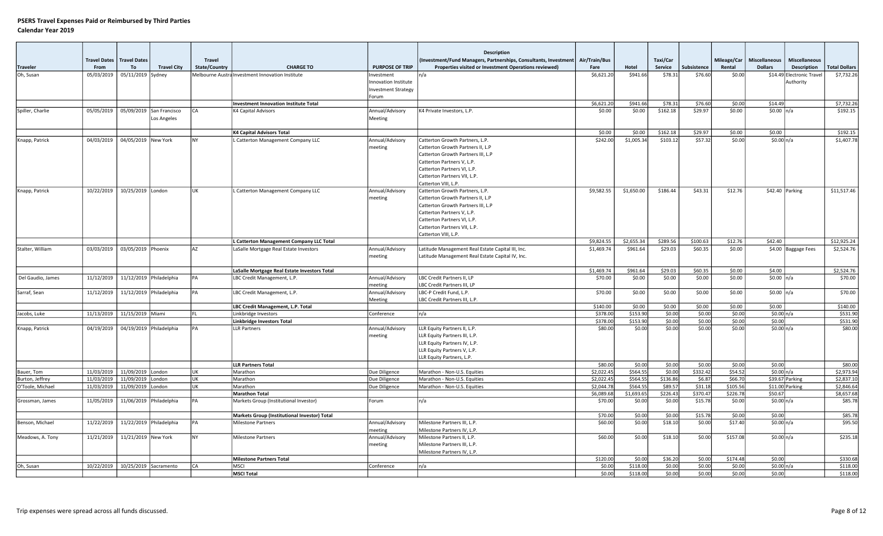**PSERS Travel Expenses Paid or Reimbursed by Third Parties**
**Calendar Year 2019**

| Traveler | Travel Dates From | Travel Dates To | Travel City | Travel State/Country | CHARGE TO | PURPOSE OF TRIP | Description (Investment/Fund Managers, Partnerships, Consultants, Investment Properties visited or Investment Operations reviewed) | Air/Train/Bus Fare | Hotel | Taxi/Car Service | Subsistence | Mileage/Car Rental | Miscellaneous Dollars | Miscellaneous Description | Total Dollars |
|---|---|---|---|---|---|---|---|---|---|---|---|---|---|---|---|
| Oh, Susan | 05/03/2019 | 05/11/2019 | Sydney | Melbourne Austra | Investment Innovation Institute | Investment Innovation Institute Investment Strategy Forum | n/a | $6,621.20 | $941.66 | $78.31 | $76.60 | $0.00 | $14.49 | Electronic Travel Authority | $7,732.26 |
| | | | | | **Investment Innovation Institute Total** | | | $6,621.20 | $941.66 | $78.31 | $76.60 | $0.00 | $14.49 | | $7,732.26 |
| Spiller, Charlie | 05/05/2019 | 05/09/2019 | San Francisco Los Angeles | CA | K4 Capital Advisors | Annual/Advisory Meeting | K4 Private Investors, L.P. | $0.00 | $0.00 | $162.18 | $29.97 | $0.00 | $0.00 | n/a | $192.15 |
| | | | | | **K4 Capital Advisors Total** | | | $0.00 | $0.00 | $162.18 | $29.97 | $0.00 | $0.00 | | $192.15 |
| Knapp, Patrick | 04/03/2019 | 04/05/2019 | New York | NY | L Catterton Management Company LLC | Annual/Advisory meeting | Catterton Growth Partners, L.P. Catterton Growth Partners II, L.P Catterton Growth Partners III, L.P Catterton Partners V, L.P. Catterton Partners VI, L.P. Catterton Partners VII, L.P. Catterton VIII, L.P. | $242.00 | $1,005.34 | $103.12 | $57.32 | $0.00 | $0.00 | n/a | $1,407.78 |
| Knapp, Patrick | 10/22/2019 | 10/25/2019 | London | UK | L Catterton Management Company LLC | Annual/Advisory meeting | Catterton Growth Partners, L.P. Catterton Growth Partners II, L.P Catterton Growth Partners III, L.P Catterton Partners V, L.P. Catterton Partners VI, L.P. Catterton Partners VII, L.P. Catterton VIII, L.P. | $9,582.55 | $1,650.00 | $186.44 | $43.31 | $12.76 | $42.40 | Parking | $11,517.46 |
| | | | | | **L Catterton Management Company LLC Total** | | | $9,824.55 | $2,655.34 | $289.56 | $100.63 | $12.76 | $42.40 | | $12,925.24 |
| Stalter, William | 03/03/2019 | 03/05/2019 | Phoenix | AZ | LaSalle Mortgage Real Estate Investors | Annual/Advisory meeting | Latitude Management Real Estate Capital III, Inc. Latitude Management Real Estate Capital IV, Inc. | $1,469.74 | $961.64 | $29.03 | $60.35 | $0.00 | $4.00 | Baggage Fees | $2,524.76 |
| | | | | | **LaSalle Mortgage Real Estate Investors Total** | | | $1,469.74 | $961.64 | $29.03 | $60.35 | $0.00 | $4.00 | | $2,524.76 |
| Del Gaudio, James | 11/12/2019 | 11/12/2019 | Philadelphia | PA | LBC Credit Management, L.P. | Annual/Advisory meeting | LBC Credit Partners II, LP LBC Credit Partners III, LP | $70.00 | $0.00 | $0.00 | $0.00 | $0.00 | $0.00 | n/a | $70.00 |
| Sarraf, Sean | 11/12/2019 | 11/12/2019 | Philadelphia | PA | LBC Credit Management, L.P. | Annual/Advisory Meeting | LBC-P Credit Fund, L.P. LBC Credit Partners III, L.P. | $70.00 | $0.00 | $0.00 | $0.00 | $0.00 | $0.00 | n/a | $70.00 |
| | | | | | **LBC Credit Management, L.P. Total** | | | $140.00 | $0.00 | $0.00 | $0.00 | $0.00 | $0.00 | | $140.00 |
| Jacobs, Luke | 11/13/2019 | 11/15/2019 | Miami | FL | Linkbridge Investors | Conference | n/a | $378.00 | $153.90 | $0.00 | $0.00 | $0.00 | $0.00 | n/a | $531.90 |
| | | | | | **Linkbridge Investors Total** | | | $378.00 | $153.90 | $0.00 | $0.00 | $0.00 | $0.00 | | $531.90 |
| Knapp, Patrick | 04/19/2019 | 04/19/2019 | Philadelphia | PA | LLR Partners | Annual/Advisory meeting | LLR Equity Partners II, L.P. LLR Equity Partners III, L.P. LLR Equity Partners IV, L.P. LLR Equity Partners V, L.P. LLR Equity Partners, L.P. | $80.00 | $0.00 | $0.00 | $0.00 | $0.00 | $0.00 | n/a | $80.00 |
| | | | | | **LLR Partners Total** | | | $80.00 | $0.00 | $0.00 | $0.00 | $0.00 | $0.00 | | $80.00 |
| Bauer, Tom | 11/03/2019 | 11/09/2019 | London | UK | Marathon | Due Diligence | Marathon - Non-U.S. Equities | $2,022.45 | $564.55 | $0.00 | $332.42 | $54.52 | $0.00 | n/a | $2,973.94 |
| Burton, Jeffrey | 11/03/2019 | 11/09/2019 | London | UK | Marathon | Due Diligence | Marathon - Non-U.S. Equities | $2,022.45 | $564.55 | $136.86 | $6.87 | $66.70 | $39.67 | Parking | $2,837.10 |
| O'Toole, Michael | 11/03/2019 | 11/09/2019 | London | UK | Marathon | Due Diligence | Marathon - Non-U.S. Equities | $2,044.78 | $564.55 | $89.57 | $31.18 | $105.56 | $11.00 | Parking | $2,846.64 |
| | | | | | **Marathon Total** | | | $6,089.68 | $1,693.65 | $226.43 | $370.47 | $226.78 | $50.67 | | $8,657.68 |
| Grossman, James | 11/05/2019 | 11/06/2019 | Philadelphia | PA | Markets Group (Institutional Investor) | Forum | n/a | $70.00 | $0.00 | $0.00 | $15.78 | $0.00 | $0.00 | n/a | $85.78 |
| | | | | | **Markets Group (Institutional Investor) Total** | | | $70.00 | $0.00 | $0.00 | $15.78 | $0.00 | $0.00 | | $85.78 |
| Benson, Michael | 11/22/2019 | 11/22/2019 | Philadelphia | PA | Milestone Partners | Annual/Advisory meeting | Milestone Partners III, L.P. Milestone Partners IV, L.P. | $60.00 | $0.00 | $18.10 | $0.00 | $17.40 | $0.00 | n/a | $95.50 |
| Meadows, A. Tony | 11/21/2019 | 11/21/2019 | New York | NY | Milestone Partners | Annual/Advisory meeting | Milestone Partners II, L.P. Milestone Partners III, L.P. Milestone Partners IV, L.P. | $60.00 | $0.00 | $18.10 | $0.00 | $157.08 | $0.00 | n/a | $235.18 |
| | | | | | **Milestone Partners Total** | | | $120.00 | $0.00 | $36.20 | $0.00 | $174.48 | $0.00 | | $330.68 |
| Oh, Susan | 10/22/2019 | 10/25/2019 | Sacramento | CA | MSCI | Conference | n/a | $0.00 | $118.00 | $0.00 | $0.00 | $0.00 | $0.00 | n/a | $118.00 |
| | | | | | **MSCI Total** | | | $0.00 | $118.00 | $0.00 | $0.00 | $0.00 | $0.00 | | $118.00 |

Trip expenses were spread across all funds discussed.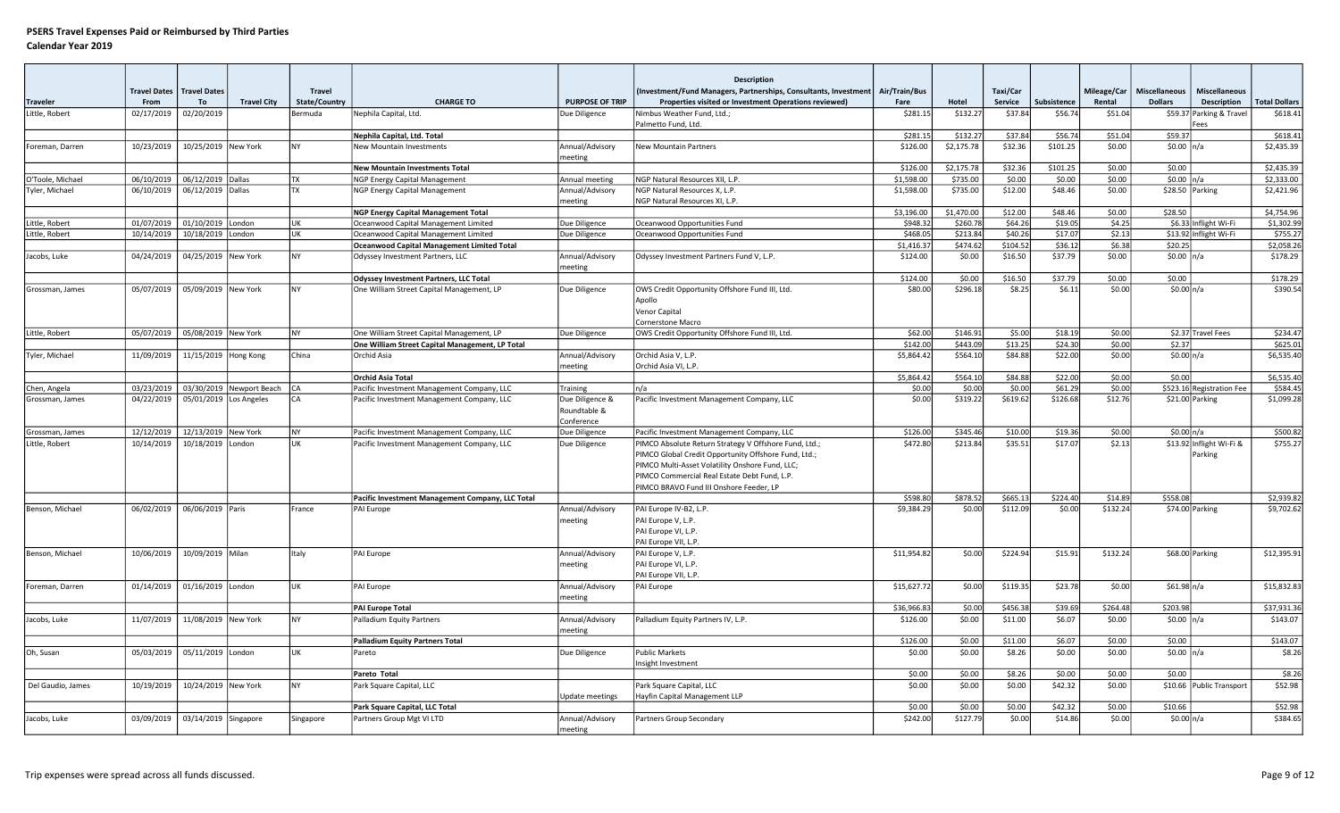**PSERS Travel Expenses Paid or Reimbursed by Third Parties**
**Calendar Year 2019**

| Traveler | Travel Dates From | Travel Dates To | Travel City | Travel State/Country | CHARGE TO | PURPOSE OF TRIP | Description (Investment/Fund Managers, Partnerships, Consultants, Investment Properties visited or Investment Operations reviewed) | Air/Train/Bus Fare | Hotel | Taxi/Car Service | Subsistence | Mileage/Car Rental | Miscellaneous Dollars | Miscellaneous Description | Total Dollars |
|---|---|---|---|---|---|---|---|---|---|---|---|---|---|---|---|
| Little, Robert | 02/17/2019 | 02/20/2019 | | Bermuda | Nephila Capital, Ltd. | Due Diligence | Nimbus Weather Fund, Ltd.; Palmetto Fund, Ltd. | $281.15 | $132.27 | $37.84 | $56.74 | $51.04 | $59.37 | Parking & Travel Fees | $618.41 |
| | | | | | **Nephila Capital, Ltd. Total** | | | $281.15 | $132.27 | $37.84 | $56.74 | $51.04 | $59.37 | | $618.41 |
| Foreman, Darren | 10/23/2019 | 10/25/2019 | New York | NY | New Mountain Investments | Annual/Advisory meeting | New Mountain Partners | $126.00 | $2,175.78 | $32.36 | $101.25 | $0.00 | $0.00 | n/a | $2,435.39 |
| | | | | | **New Mountain Investments Total** | | | $126.00 | $2,175.78 | $32.36 | $101.25 | $0.00 | $0.00 | | $2,435.39 |
| O'Toole, Michael | 06/10/2019 | 06/12/2019 | Dallas | TX | NGP Energy Capital Management | Annual meeting | NGP Natural Resources XII, L.P. | $1,598.00 | $735.00 | $0.00 | $0.00 | $0.00 | $0.00 | n/a | $2,333.00 |
| Tyler, Michael | 06/10/2019 | 06/12/2019 | Dallas | TX | NGP Energy Capital Management | Annual/Advisory meeting | NGP Natural Resources X, L.P. NGP Natural Resources XI, L.P. | $1,598.00 | $735.00 | $12.00 | $48.46 | $0.00 | $28.50 | Parking | $2,421.96 |
| | | | | | **NGP Energy Capital Management Total** | | | $3,196.00 | $1,470.00 | $12.00 | $48.46 | $0.00 | $28.50 | | $4,754.96 |
| Little, Robert | 01/07/2019 | 01/10/2019 | London | UK | Oceanwood Capital Management Limited | Due Diligence | Oceanwood Opportunities Fund | $948.32 | $260.78 | $64.26 | $19.05 | $4.25 | $6.33 | Inflight Wi-Fi | $1,302.99 |
| Little, Robert | 10/14/2019 | 10/18/2019 | London | UK | Oceanwood Capital Management Limited | Due Diligence | Oceanwood Opportunities Fund | $468.05 | $213.84 | $40.26 | $17.07 | $2.13 | $13.92 | Inflight Wi-Fi | $755.27 |
| | | | | | **Oceanwood Capital Management Limited Total** | | | $1,416.37 | $474.62 | $104.52 | $36.12 | $6.38 | $20.25 | | $2,058.26 |
| Jacobs, Luke | 04/24/2019 | 04/25/2019 | New York | NY | Odyssey Investment Partners, LLC | Annual/Advisory meeting | Odyssey Investment Partners Fund V, L.P. | $124.00 | $0.00 | $16.50 | $37.79 | $0.00 | $0.00 | n/a | $178.29 |
| | | | | | **Odyssey Investment Partners, LLC Total** | | | $124.00 | $0.00 | $16.50 | $37.79 | $0.00 | $0.00 | | $178.29 |
| Grossman, James | 05/07/2019 | 05/09/2019 | New York | NY | One William Street Capital Management, LP | Due Diligence | OWS Credit Opportunity Offshore Fund III, Ltd. Apollo Venor Capital Cornerstone Macro | $80.00 | $296.18 | $8.25 | $6.11 | $0.00 | $0.00 | n/a | $390.54 |
| Little, Robert | 05/07/2019 | 05/08/2019 | New York | NY | One William Street Capital Management, LP | Due Diligence | OWS Credit Opportunity Offshore Fund III, Ltd. | $62.00 | $146.91 | $5.00 | $18.19 | $0.00 | $2.37 | Travel Fees | $234.47 |
| | | | | | **One William Street Capital Management, LP Total** | | | $142.00 | $443.09 | $13.25 | $24.30 | $0.00 | $2.37 | | $625.01 |
| Tyler, Michael | 11/09/2019 | 11/15/2019 | Hong Kong | China | Orchid Asia | Annual/Advisory meeting | Orchid Asia V, L.P. Orchid Asia VI, L.P. | $5,864.42 | $564.10 | $84.88 | $22.00 | $0.00 | $0.00 | n/a | $6,535.40 |
| | | | | | **Orchid Asia Total** | | | $5,864.42 | $564.10 | $84.88 | $22.00 | $0.00 | $0.00 | | $6,535.40 |
| Chen, Angela | 03/23/2019 | 03/30/2019 | Newport Beach | CA | Pacific Investment Management Company, LLC | Training | n/a | $0.00 | $0.00 | $0.00 | $61.29 | $0.00 | $523.16 | Registration Fee | $584.45 |
| Grossman, James | 04/22/2019 | 05/01/2019 | Los Angeles | CA | Pacific Investment Management Company, LLC | Due Diligence & Roundtable & Conference | Pacific Investment Management Company, LLC | $0.00 | $319.22 | $619.62 | $126.68 | $12.76 | $21.00 | Parking | $1,099.28 |
| Grossman, James | 12/12/2019 | 12/13/2019 | New York | NY | Pacific Investment Management Company, LLC | Due Diligence | Pacific Investment Management Company, LLC | $126.00 | $345.46 | $10.00 | $19.36 | $0.00 | $0.00 | n/a | $500.82 |
| Little, Robert | 10/14/2019 | 10/18/2019 | London | UK | Pacific Investment Management Company, LLC | Due Diligence | PIMCO Absolute Return Strategy V Offshore Fund, Ltd.; PIMCO Global Credit Opportunity Offshore Fund, Ltd.; PIMCO Multi-Asset Volatility Onshore Fund, LLC; PIMCO Commercial Real Estate Debt Fund, L.P. PIMCO BRAVO Fund III Onshore Feeder, LP | $472.80 | $213.84 | $35.51 | $17.07 | $2.13 | $13.92 | Inflight Wi-Fi & Parking | $755.27 |
| | | | | | **Pacific Investment Management Company, LLC Total** | | | $598.80 | $878.52 | $665.13 | $224.40 | $14.89 | $558.08 | | $2,939.82 |
| Benson, Michael | 06/02/2019 | 06/06/2019 | Paris | France | PAI Europe | Annual/Advisory meeting | PAI Europe IV-B2, L.P. PAI Europe V, L.P. PAI Europe VI, L.P. PAI Europe VII, L.P. | $9,384.29 | $0.00 | $112.09 | $0.00 | $132.24 | $74.00 | Parking | $9,702.62 |
| Benson, Michael | 10/06/2019 | 10/09/2019 | Milan | Italy | PAI Europe | Annual/Advisory meeting | PAI Europe V, L.P. PAI Europe VI, L.P. PAI Europe VII, L.P. | $11,954.82 | $0.00 | $224.94 | $15.91 | $132.24 | $68.00 | Parking | $12,395.91 |
| Foreman, Darren | 01/14/2019 | 01/16/2019 | London | UK | PAI Europe | Annual/Advisory meeting | PAI Europe | $15,627.72 | $0.00 | $119.35 | $23.78 | $0.00 | $61.98 | n/a | $15,832.83 |
| | | | | | **PAI Europe Total** | | | $36,966.83 | $0.00 | $456.38 | $39.69 | $264.48 | $203.98 | | $37,931.36 |
| Jacobs, Luke | 11/07/2019 | 11/08/2019 | New York | NY | Palladium Equity Partners | Annual/Advisory meeting | Palladium Equity Partners IV, L.P. | $126.00 | $0.00 | $11.00 | $6.07 | $0.00 | $0.00 | n/a | $143.07 |
| | | | | | **Palladium Equity Partners Total** | | | $126.00 | $0.00 | $11.00 | $6.07 | $0.00 | $0.00 | | $143.07 |
| Oh, Susan | 05/03/2019 | 05/11/2019 | London | UK | Pareto | Due Diligence | Public Markets Insight Investment | $0.00 | $0.00 | $8.26 | $0.00 | $0.00 | $0.00 | n/a | $8.26 |
| | | | | | **Pareto Total** | | | $0.00 | $0.00 | $8.26 | $0.00 | $0.00 | $0.00 | | $8.26 |
| Del Gaudio, James | 10/19/2019 | 10/24/2019 | New York | NY | Park Square Capital, LLC | Update meetings | Park Square Capital, LLC Hayfin Capital Management LLP | $0.00 | $0.00 | $0.00 | $42.32 | $0.00 | $10.66 | Public Transport | $52.98 |
| | | | | | **Park Square Capital, LLC Total** | | | $0.00 | $0.00 | $0.00 | $42.32 | $0.00 | $10.66 | | $52.98 |
| Jacobs, Luke | 03/09/2019 | 03/14/2019 | Singapore | Singapore | Partners Group Mgt VI LTD | Annual/Advisory meeting | Partners Group Secondary | $242.00 | $127.79 | $0.00 | $14.86 | $0.00 | $0.00 | n/a | $384.65 |

Trip expenses were spread across all funds discussed.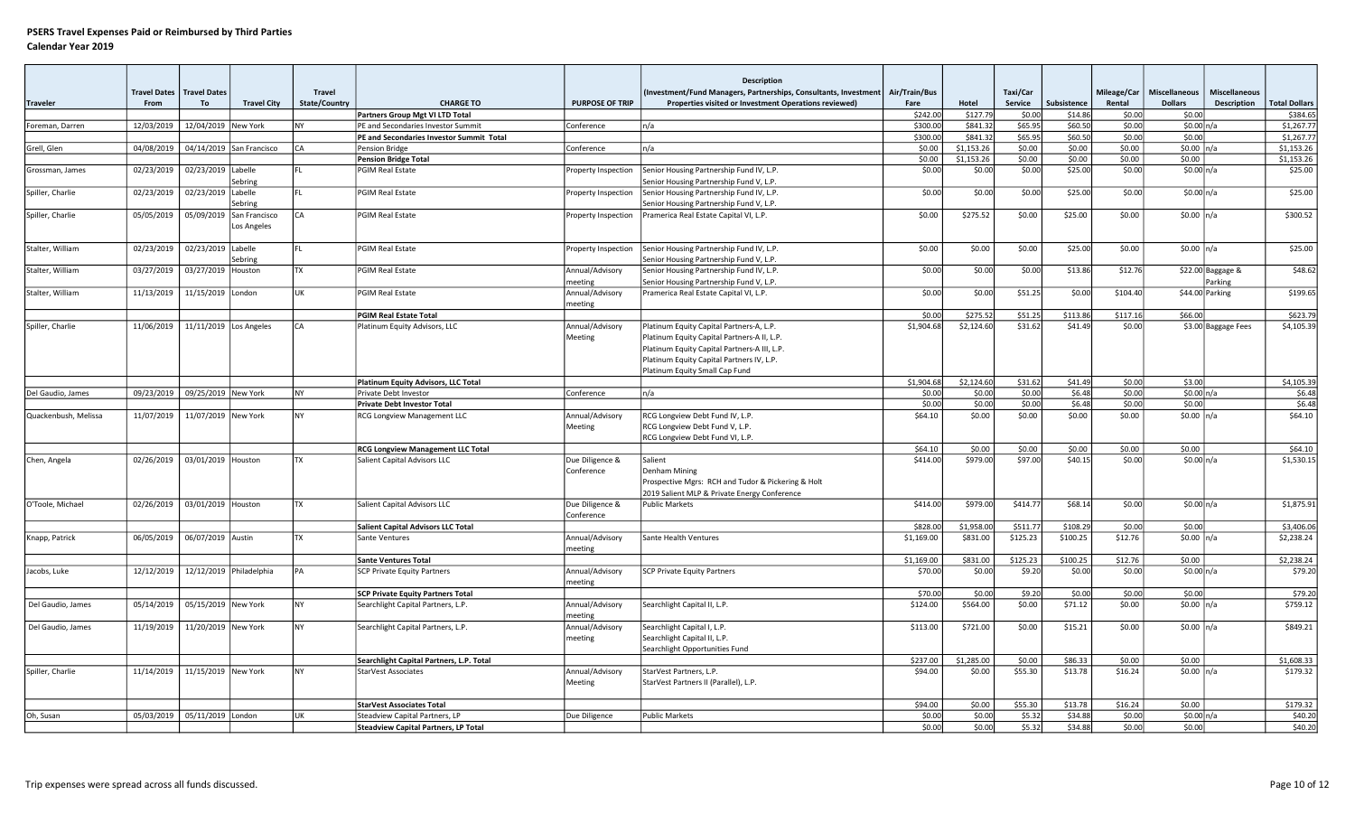# PSERS Travel Expenses Paid or Reimbursed by Third Parties
**Calendar Year 2019**

| Traveler | Travel Dates From | Travel Dates To | Travel City | Travel State/Country | CHARGE TO | PURPOSE OF TRIP | Description (Investment/Fund Managers, Partnerships, Consultants, Investment Properties visited or Investment Operations reviewed) | Air/Train/Bus Fare | Hotel | Taxi/Car Service | Subsistence | Mileage/Car Rental | Miscellaneous Dollars | Miscellaneous Description | Total Dollars |
|---|---|---|---|---|---|---|---|---|---|---|---|---|---|---|---|
| | | | | | Partners Group Mgt VI LTD Total | | | $242.00 | $127.79 | $0.00 | $14.86 | $0.00 | $0.00 | | $384.65 |
| Foreman, Darren | 12/03/2019 | 12/04/2019 | New York | NY | PE and Secondaries Investor Summit | Conference | n/a | $300.00 | $841.32 | $65.95 | $60.50 | $0.00 | $0.00 | n/a | $1,267.77 |
| | | | | | PE and Secondaries Investor Summit Total | | | $300.00 | $841.32 | $65.95 | $60.50 | $0.00 | $0.00 | | $1,267.77 |
| Grell, Glen | 04/08/2019 | 04/14/2019 | San Francisco | CA | Pension Bridge | Conference | n/a | $0.00 | $1,153.26 | $0.00 | $0.00 | $0.00 | $0.00 | n/a | $1,153.26 |
| | | | | | Pension Bridge Total | | | $0.00 | $1,153.26 | $0.00 | $0.00 | $0.00 | $0.00 | | $1,153.26 |
| Grossman, James | 02/23/2019 | 02/23/2019 | Labelle Sebring | FL | PGIM Real Estate | Property Inspection | Senior Housing Partnership Fund IV, L.P. Senior Housing Partnership Fund V, L.P. | $0.00 | $0.00 | $0.00 | $25.00 | $0.00 | $0.00 | n/a | $25.00 |
| Spiller, Charlie | 02/23/2019 | 02/23/2019 | Labelle Sebring | FL | PGIM Real Estate | Property Inspection | Senior Housing Partnership Fund IV, L.P. Senior Housing Partnership Fund V, L.P. | $0.00 | $0.00 | $0.00 | $25.00 | $0.00 | $0.00 | n/a | $25.00 |
| Spiller, Charlie | 05/05/2019 | 05/09/2019 | San Francisco Los Angeles | CA | PGIM Real Estate | Property Inspection | Pramerica Real Estate Capital VI, L.P. | $0.00 | $275.52 | $0.00 | $25.00 | $0.00 | $0.00 | n/a | $300.52 |
| Stalter, William | 02/23/2019 | 02/23/2019 | Labelle Sebring | FL | PGIM Real Estate | Property Inspection | Senior Housing Partnership Fund IV, L.P. Senior Housing Partnership Fund V, L.P. | $0.00 | $0.00 | $0.00 | $25.00 | $0.00 | $0.00 | n/a | $25.00 |
| Stalter, William | 03/27/2019 | 03/27/2019 | Houston | TX | PGIM Real Estate | Annual/Advisory meeting | Senior Housing Partnership Fund IV, L.P. Senior Housing Partnership Fund V, L.P. | $0.00 | $0.00 | $0.00 | $13.86 | $12.76 | $22.00 | Baggage & Parking | $48.62 |
| Stalter, William | 11/13/2019 | 11/15/2019 | London | UK | PGIM Real Estate | Annual/Advisory meeting | Pramerica Real Estate Capital VI, L.P. | $0.00 | $0.00 | $51.25 | $0.00 | $104.40 | $44.00 | Parking | $199.65 |
| | | | | | PGIM Real Estate Total | | | $0.00 | $275.52 | $51.25 | $113.86 | $117.16 | $66.00 | | $623.79 |
| Spiller, Charlie | 11/06/2019 | 11/11/2019 | Los Angeles | CA | Platinum Equity Advisors, LLC | Annual/Advisory Meeting | Platinum Equity Capital Partners-A, L.P. Platinum Equity Capital Partners-A II, L.P. Platinum Equity Capital Partners-A III, L.P. Platinum Equity Capital Partners IV, L.P. Platinum Equity Small Cap Fund | $1,904.68 | $2,124.60 | $31.62 | $41.49 | $0.00 | $3.00 | Baggage Fees | $4,105.39 |
| | | | | | Platinum Equity Advisors, LLC Total | | | $1,904.68 | $2,124.60 | $31.62 | $41.49 | $0.00 | $3.00 | | $4,105.39 |
| Del Gaudio, James | 09/23/2019 | 09/25/2019 | New York | NY | Private Debt Investor | Conference | n/a | $0.00 | $0.00 | $0.00 | $6.48 | $0.00 | $0.00 | n/a | $6.48 |
| | | | | | Private Debt Investor Total | | | $0.00 | $0.00 | $0.00 | $6.48 | $0.00 | $0.00 | | $6.48 |
| Quackenbush, Melissa | 11/07/2019 | 11/07/2019 | New York | NY | RCG Longview Management LLC | Annual/Advisory Meeting | RCG Longview Debt Fund IV, L.P. RCG Longview Debt Fund V, L.P. RCG Longview Debt Fund VI, L.P. | $64.10 | $0.00 | $0.00 | $0.00 | $0.00 | $0.00 | n/a | $64.10 |
| | | | | | RCG Longview Management LLC Total | | | $64.10 | $0.00 | $0.00 | $0.00 | $0.00 | $0.00 | | $64.10 |
| Chen, Angela | 02/26/2019 | 03/01/2019 | Houston | TX | Salient Capital Advisors LLC | Due Diligence & Conference | Salient Denham Mining Prospective Mgrs: RCH and Tudor & Pickering & Holt 2019 Salient MLP & Private Energy Conference | $414.00 | $979.00 | $97.00 | $40.15 | $0.00 | $0.00 | n/a | $1,530.15 |
| O'Toole, Michael | 02/26/2019 | 03/01/2019 | Houston | TX | Salient Capital Advisors LLC | Due Diligence & Conference | Public Markets | $414.00 | $979.00 | $414.77 | $68.14 | $0.00 | $0.00 | n/a | $1,875.91 |
| | | | | | Salient Capital Advisors LLC Total | | | $828.00 | $1,958.00 | $511.77 | $108.29 | $0.00 | $0.00 | | $3,406.06 |
| Knapp, Patrick | 06/05/2019 | 06/07/2019 | Austin | TX | Sante Ventures | Annual/Advisory meeting | Sante Health Ventures | $1,169.00 | $831.00 | $125.23 | $100.25 | $12.76 | $0.00 | n/a | $2,238.24 |
| | | | | | Sante Ventures Total | | | $1,169.00 | $831.00 | $125.23 | $100.25 | $12.76 | $0.00 | | $2,238.24 |
| Jacobs, Luke | 12/12/2019 | 12/12/2019 | Philadelphia | PA | SCP Private Equity Partners | Annual/Advisory meeting | SCP Private Equity Partners | $70.00 | $0.00 | $9.20 | $0.00 | $0.00 | $0.00 | n/a | $79.20 |
| | | | | | SCP Private Equity Partners Total | | | $70.00 | $0.00 | $9.20 | $0.00 | $0.00 | $0.00 | | $79.20 |
| Del Gaudio, James | 05/14/2019 | 05/15/2019 | New York | NY | Searchlight Capital Partners, L.P. | Annual/Advisory meeting | Searchlight Capital II, L.P. | $124.00 | $564.00 | $0.00 | $71.12 | $0.00 | $0.00 | n/a | $759.12 |
| Del Gaudio, James | 11/19/2019 | 11/20/2019 | New York | NY | Searchlight Capital Partners, L.P. | Annual/Advisory meeting | Searchlight Capital I, L.P. Searchlight Capital II, L.P. Searchlight Opportunities Fund | $113.00 | $721.00 | $0.00 | $15.21 | $0.00 | $0.00 | n/a | $849.21 |
| | | | | | Searchlight Capital Partners, L.P. Total | | | $237.00 | $1,285.00 | $0.00 | $86.33 | $0.00 | $0.00 | | $1,608.33 |
| Spiller, Charlie | 11/14/2019 | 11/15/2019 | New York | NY | StarVest Associates | Annual/Advisory Meeting | StarVest Partners, L.P. StarVest Partners II (Parallel), L.P. | $94.00 | $0.00 | $55.30 | $13.78 | $16.24 | $0.00 | n/a | $179.32 |
| | | | | | StarVest Associates Total | | | $94.00 | $0.00 | $55.30 | $13.78 | $16.24 | $0.00 | | $179.32 |
| Oh, Susan | 05/03/2019 | 05/11/2019 | London | UK | Steadview Capital Partners, LP | Due Diligence | Public Markets | $0.00 | $0.00 | $5.32 | $34.88 | $0.00 | $0.00 | n/a | $40.20 |
| | | | | | Steadview Capital Partners, LP Total | | | $0.00 | $0.00 | $5.32 | $34.88 | $0.00 | $0.00 | | $40.20 |

Trip expenses were spread across all funds discussed.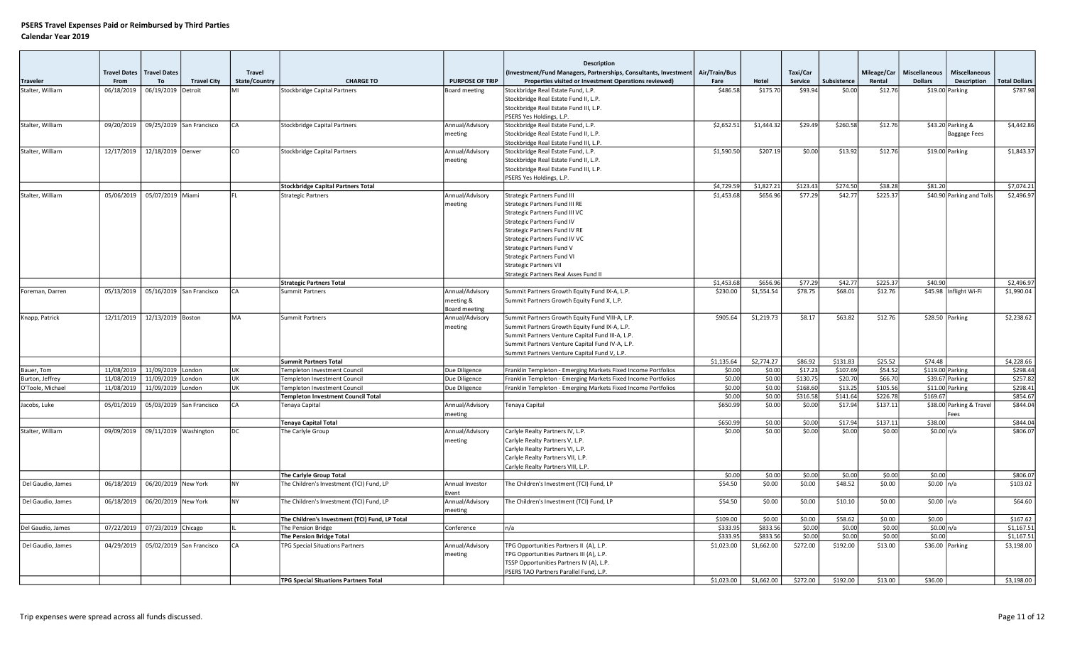**PSERS Travel Expenses Paid or Reimbursed by Third Parties**
**Calendar Year 2019**

| Traveler | Travel Dates From | Travel Dates To | Travel City | Travel State/Country | CHARGE TO | PURPOSE OF TRIP | Description (Investment/Fund Managers, Partnerships, Consultants, Investment Properties visited or Investment Operations reviewed) | Air/Train/Bus Fare | Hotel | Taxi/Car Service | Subsistence | Mileage/Car Rental | Miscellaneous Dollars | Miscellaneous Description | Total Dollars |
|---|---|---|---|---|---|---|---|---|---|---|---|---|---|---|---|
| Stalter, William | 06/18/2019 | 06/19/2019 | Detroit | MI | Stockbridge Capital Partners | Board meeting | Stockbridge Real Estate Fund, L.P.<br>Stockbridge Real Estate Fund II, L.P.<br>Stockbridge Real Estate Fund III, L.P.<br>PSERS Yes Holdings, L.P. | $486.58 | $175.70 | $93.94 | $0.00 | $12.76 | $19.00 | Parking | $787.98 |
| Stalter, William | 09/20/2019 | 09/25/2019 | San Francisco | CA | Stockbridge Capital Partners | Annual/Advisory meeting | Stockbridge Real Estate Fund, L.P.<br>Stockbridge Real Estate Fund II, L.P.<br>Stockbridge Real Estate Fund III, L.P. | $2,652.51 | $1,444.32 | $29.49 | $260.58 | $12.76 | $43.20 | Parking & Baggage Fees | $4,442.86 |
| Stalter, William | 12/17/2019 | 12/18/2019 | Denver | CO | Stockbridge Capital Partners | Annual/Advisory meeting | Stockbridge Real Estate Fund, L.P.<br>Stockbridge Real Estate Fund II, L.P.<br>Stockbridge Real Estate Fund III, L.P.<br>PSERS Yes Holdings, L.P. | $1,590.50 | $207.19 | $0.00 | $13.92 | $12.76 | $19.00 | Parking | $1,843.37 |
| | | | | | **Stockbridge Capital Partners Total** | | | $4,729.59 | $1,827.21 | $123.43 | $274.50 | $38.28 | $81.20 | | $7,074.21 |
| Stalter, William | 05/06/2019 | 05/07/2019 | Miami | FL | Strategic Partners | Annual/Advisory meeting | Strategic Partners Fund III<br>Strategic Partners Fund III RE<br>Strategic Partners Fund III VC<br>Strategic Partners Fund IV<br>Strategic Partners Fund IV RE<br>Strategic Partners Fund IV VC<br>Strategic Partners Fund V<br>Strategic Partners Fund VI<br>Strategic Partners VII<br>Strategic Partners Real Asses Fund II | $1,453.68 | $656.96 | $77.29 | $42.77 | $225.37 | $40.90 | Parking and Tolls | $2,496.97 |
| | | | | | **Strategic Partners Total** | | | $1,453.68 | $656.96 | $77.29 | $42.77 | $225.37 | $40.90 | | $2,496.97 |
| Foreman, Darren | 05/13/2019 | 05/16/2019 | San Francisco | CA | Summit Partners | Annual/Advisory meeting & Board meeting | Summit Partners Growth Equity Fund IX-A, L.P.<br>Summit Partners Growth Equity Fund X, L.P. | $230.00 | $1,554.54 | $78.75 | $68.01 | $12.76 | $45.98 | Inflight Wi-Fi | $1,990.04 |
| Knapp, Patrick | 12/11/2019 | 12/13/2019 | Boston | MA | Summit Partners | Annual/Advisory meeting | Summit Partners Growth Equity Fund VIII-A, L.P.<br>Summit Partners Growth Equity Fund IX-A, L.P.<br>Summit Partners Venture Capital Fund III-A, L.P.<br>Summit Partners Venture Capital Fund IV-A, L.P.<br>Summit Partners Venture Capital Fund V, L.P. | $905.64 | $1,219.73 | $8.17 | $63.82 | $12.76 | $28.50 | Parking | $2,238.62 |
| | | | | | **Summit Partners Total** | | | $1,135.64 | $2,774.27 | $86.92 | $131.83 | $25.52 | $74.48 | | $4,228.66 |
| Bauer, Tom | 11/08/2019 | 11/09/2019 | London | UK | Templeton Investment Council | Due Diligence | Franklin Templeton - Emerging Markets Fixed Income Portfolios | $0.00 | $0.00 | $17.23 | $107.69 | $54.52 | $119.00 | Parking | $298.44 |
| Burton, Jeffrey | 11/08/2019 | 11/09/2019 | London | UK | Templeton Investment Council | Due Diligence | Franklin Templeton - Emerging Markets Fixed Income Portfolios | $0.00 | $0.00 | $130.75 | $20.70 | $66.70 | $39.67 | Parking | $257.82 |
| O'Toole, Michael | 11/08/2019 | 11/09/2019 | London | UK | Templeton Investment Council | Due Diligence | Franklin Templeton - Emerging Markets Fixed Income Portfolios | $0.00 | $0.00 | $168.60 | $13.25 | $105.56 | $11.00 | Parking | $298.41 |
| | | | | | **Templeton Investment Council Total** | | | $0.00 | $0.00 | $316.58 | $141.64 | $226.78 | $169.67 | | $854.67 |
| Jacobs, Luke | 05/01/2019 | 05/03/2019 | San Francisco | CA | Tenaya Capital | Annual/Advisory meeting | Tenaya Capital | $650.99 | $0.00 | $0.00 | $17.94 | $137.11 | $38.00 | Parking & Travel Fees | $844.04 |
| | | | | | **Tenaya Capital Total** | | | $650.99 | $0.00 | $0.00 | $17.94 | $137.11 | $38.00 | | $844.04 |
| Stalter, William | 09/09/2019 | 09/11/2019 | Washington | DC | The Carlyle Group | Annual/Advisory meeting | Carlyle Realty Partners IV, L.P.<br>Carlyle Realty Partners V, L.P.<br>Carlyle Realty Partners VI, L.P.<br>Carlyle Realty Partners VII, L.P.<br>Carlyle Realty Partners VIII, L.P. | $0.00 | $0.00 | $0.00 | $0.00 | $0.00 | $0.00 | n/a | $806.07 |
| | | | | | **The Carlyle Group Total** | | | $0.00 | $0.00 | $0.00 | $0.00 | $0.00 | $0.00 | | $806.07 |
| Del Gaudio, James | 06/18/2019 | 06/20/2019 | New York | NY | The Children's Investment (TCI) Fund, LP | Annual Investor Event | The Children's Investment (TCI) Fund, LP | $54.50 | $0.00 | $0.00 | $48.52 | $0.00 | $0.00 | n/a | $103.02 |
| Del Gaudio, James | 06/18/2019 | 06/20/2019 | New York | NY | The Children's Investment (TCI) Fund, LP | Annual/Advisory meeting | The Children's Investment (TCI) Fund, LP | $54.50 | $0.00 | $0.00 | $10.10 | $0.00 | $0.00 | n/a | $64.60 |
| | | | | | **The Children's Investment (TCI) Fund, LP Total** | | | $109.00 | $0.00 | $0.00 | $58.62 | $0.00 | $0.00 | | $167.62 |
| Del Gaudio, James | 07/22/2019 | 07/23/2019 | Chicago | IL | The Pension Bridge | Conference | n/a | $333.95 | $833.56 | $0.00 | $0.00 | $0.00 | $0.00 | n/a | $1,167.51 |
| | | | | | **The Pension Bridge Total** | | | $333.95 | $833.56 | $0.00 | $0.00 | $0.00 | $0.00 | | $1,167.51 |
| Del Gaudio, James | 04/29/2019 | 05/02/2019 | San Francisco | CA | TPG Special Situations Partners | Annual/Advisory meeting | TPG Opportunities Partners II (A), L.P.<br>TPG Opportunities Partners III (A), L.P.<br>TSSP Opportunities Partners IV (A), L.P.<br>PSERS TAO Partners Parallel Fund, L.P. | $1,023.00 | $1,662.00 | $272.00 | $192.00 | $13.00 | $36.00 | Parking | $3,198.00 |
| | | | | | **TPG Special Situations Partners Total** | | | $1,023.00 | $1,662.00 | $272.00 | $192.00 | $13.00 | $36.00 | | $3,198.00 |

Trip expenses were spread across all funds discussed.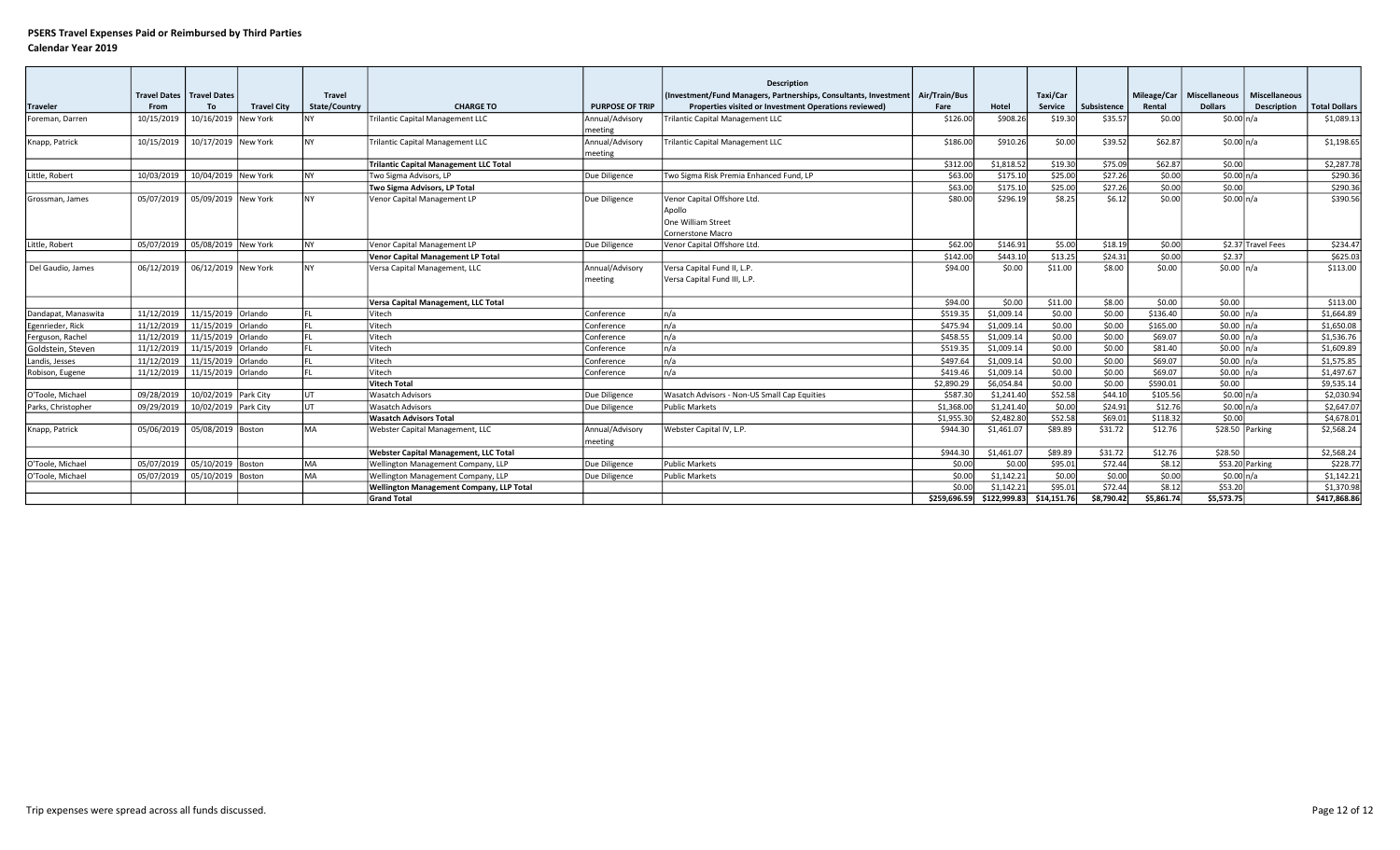**PSERS Travel Expenses Paid or Reimbursed by Third Parties**
**Calendar Year 2019**

| Traveler | Travel Dates From | Travel Dates To | Travel City | Travel State/Country | CHARGE TO | PURPOSE OF TRIP | Description (Investment/Fund Managers, Partnerships, Consultants, Investment Properties visited or Investment Operations reviewed) | Air/Train/Bus Fare | Hotel | Taxi/Car Service | Subsistence | Mileage/Car Rental | Miscellaneous Dollars | Miscellaneous Description | Total Dollars |
|---|---|---|---|---|---|---|---|---|---|---|---|---|---|---|---|
| Foreman, Darren | 10/15/2019 | 10/16/2019 | New York | NY | Trilantic Capital Management LLC | Annual/Advisory meeting | Trilantic Capital Management LLC | $126.00 | $908.26 | $19.30 | $35.57 | $0.00 | $0.00 | n/a | $1,089.13 |
| Knapp, Patrick | 10/15/2019 | 10/17/2019 | New York | NY | Trilantic Capital Management LLC | Annual/Advisory meeting | Trilantic Capital Management LLC | $186.00 | $910.26 | $0.00 | $39.52 | $62.87 | $0.00 | n/a | $1,198.65 |
| | | | | | **Trilantic Capital Management LLC Total** | | | $312.00 | $1,818.52 | $19.30 | $75.09 | $62.87 | $0.00 | | $2,287.78 |
| Little, Robert | 10/03/2019 | 10/04/2019 | New York | NY | Two Sigma Advisors, LP | Due Diligence | Two Sigma Risk Premia Enhanced Fund, LP | $63.00 | $175.10 | $25.00 | $27.26 | $0.00 | $0.00 | n/a | $290.36 |
| | | | | | **Two Sigma Advisors, LP Total** | | | $63.00 | $175.10 | $25.00 | $27.26 | $0.00 | $0.00 | | $290.36 |
| Grossman, James | 05/07/2019 | 05/09/2019 | New York | NY | Venor Capital Management LP | Due Diligence | Venor Capital Offshore Ltd.<br>Apollo<br>One William Street<br>Cornerstone Macro | $80.00 | $296.19 | $8.25 | $6.12 | $0.00 | $0.00 | n/a | $390.56 |
| Little, Robert | 05/07/2019 | 05/08/2019 | New York | NY | Venor Capital Management LP | Due Diligence | Venor Capital Offshore Ltd. | $62.00 | $146.91 | $5.00 | $18.19 | $0.00 | $2.37 | Travel Fees | $234.47 |
| | | | | | **Venor Capital Management LP Total** | | | $142.00 | $443.10 | $13.25 | $24.31 | $0.00 | $2.37 | | $625.03 |
| Del Gaudio, James | 06/12/2019 | 06/12/2019 | New York | NY | Versa Capital Management, LLC | Annual/Advisory meeting | Versa Capital Fund II, L.P.<br>Versa Capital Fund III, L.P. | $94.00 | $0.00 | $11.00 | $8.00 | $0.00 | $0.00 | n/a | $113.00 |
| | | | | | **Versa Capital Management, LLC Total** | | | $94.00 | $0.00 | $11.00 | $8.00 | $0.00 | $0.00 | | $113.00 |
| Dandapat, Manaswita | 11/12/2019 | 11/15/2019 | Orlando | FL | Vitech | Conference | n/a | $519.35 | $1,009.14 | $0.00 | $0.00 | $136.40 | $0.00 | n/a | $1,664.89 |
| Egenrieder, Rick | 11/12/2019 | 11/15/2019 | Orlando | FL | Vitech | Conference | n/a | $475.94 | $1,009.14 | $0.00 | $0.00 | $165.00 | $0.00 | n/a | $1,650.08 |
| Ferguson, Rachel | 11/12/2019 | 11/15/2019 | Orlando | FL | Vitech | Conference | n/a | $458.55 | $1,009.14 | $0.00 | $0.00 | $69.07 | $0.00 | n/a | $1,536.76 |
| Goldstein, Steven | 11/12/2019 | 11/15/2019 | Orlando | FL | Vitech | Conference | n/a | $519.35 | $1,009.14 | $0.00 | $0.00 | $81.40 | $0.00 | n/a | $1,609.89 |
| Landis, Jesses | 11/12/2019 | 11/15/2019 | Orlando | FL | Vitech | Conference | n/a | $497.64 | $1,009.14 | $0.00 | $0.00 | $69.07 | $0.00 | n/a | $1,575.85 |
| Robison, Eugene | 11/12/2019 | 11/15/2019 | Orlando | FL | Vitech | Conference | n/a | $419.46 | $1,009.14 | $0.00 | $0.00 | $69.07 | $0.00 | n/a | $1,497.67 |
| | | | | | **Vitech Total** | | | $2,890.29 | $6,054.84 | $0.00 | $0.00 | $590.01 | $0.00 | | $9,535.14 |
| O'Toole, Michael | 09/28/2019 | 10/02/2019 | Park City | UT | Wasatch Advisors | Due Diligence | Wasatch Advisors - Non-US Small Cap Equities | $587.30 | $1,241.40 | $52.58 | $44.10 | $105.56 | $0.00 | n/a | $2,030.94 |
| Parks, Christopher | 09/29/2019 | 10/02/2019 | Park City | UT | Wasatch Advisors | Due Diligence | Public Markets | $1,368.00 | $1,241.40 | $0.00 | $24.91 | $12.76 | $0.00 | n/a | $2,647.07 |
| | | | | | **Wasatch Advisors Total** | | | $1,955.30 | $2,482.80 | $52.58 | $69.01 | $118.32 | $0.00 | | $4,678.01 |
| Knapp, Patrick | 05/06/2019 | 05/08/2019 | Boston | MA | Webster Capital Management, LLC | Annual/Advisory meeting | Webster Capital IV, L.P. | $944.30 | $1,461.07 | $89.89 | $31.72 | $12.76 | $28.50 | Parking | $2,568.24 |
| | | | | | **Webster Capital Management, LLC Total** | | | $944.30 | $1,461.07 | $89.89 | $31.72 | $12.76 | $28.50 | | $2,568.24 |
| O'Toole, Michael | 05/07/2019 | 05/10/2019 | Boston | MA | Wellington Management Company, LLP | Due Diligence | Public Markets | $0.00 | $0.00 | $95.01 | $72.44 | $8.12 | $53.20 | Parking | $228.77 |
| O'Toole, Michael | 05/07/2019 | 05/10/2019 | Boston | MA | Wellington Management Company, LLP | Due Diligence | Public Markets | $0.00 | $1,142.21 | $0.00 | $0.00 | $0.00 | $0.00 | n/a | $1,142.21 |
| | | | | | **Wellington Management Company, LLP Total** | | | $0.00 | $1,142.21 | $95.01 | $72.44 | $8.12 | $53.20 | | $1,370.98 |
| | | | | | **Grand Total** | | | $259,696.59 | $122,999.83 | $14,151.76 | $8,790.42 | $5,861.74 | $5,573.75 | | $417,868.86 |

Trip expenses were spread across all funds discussed.